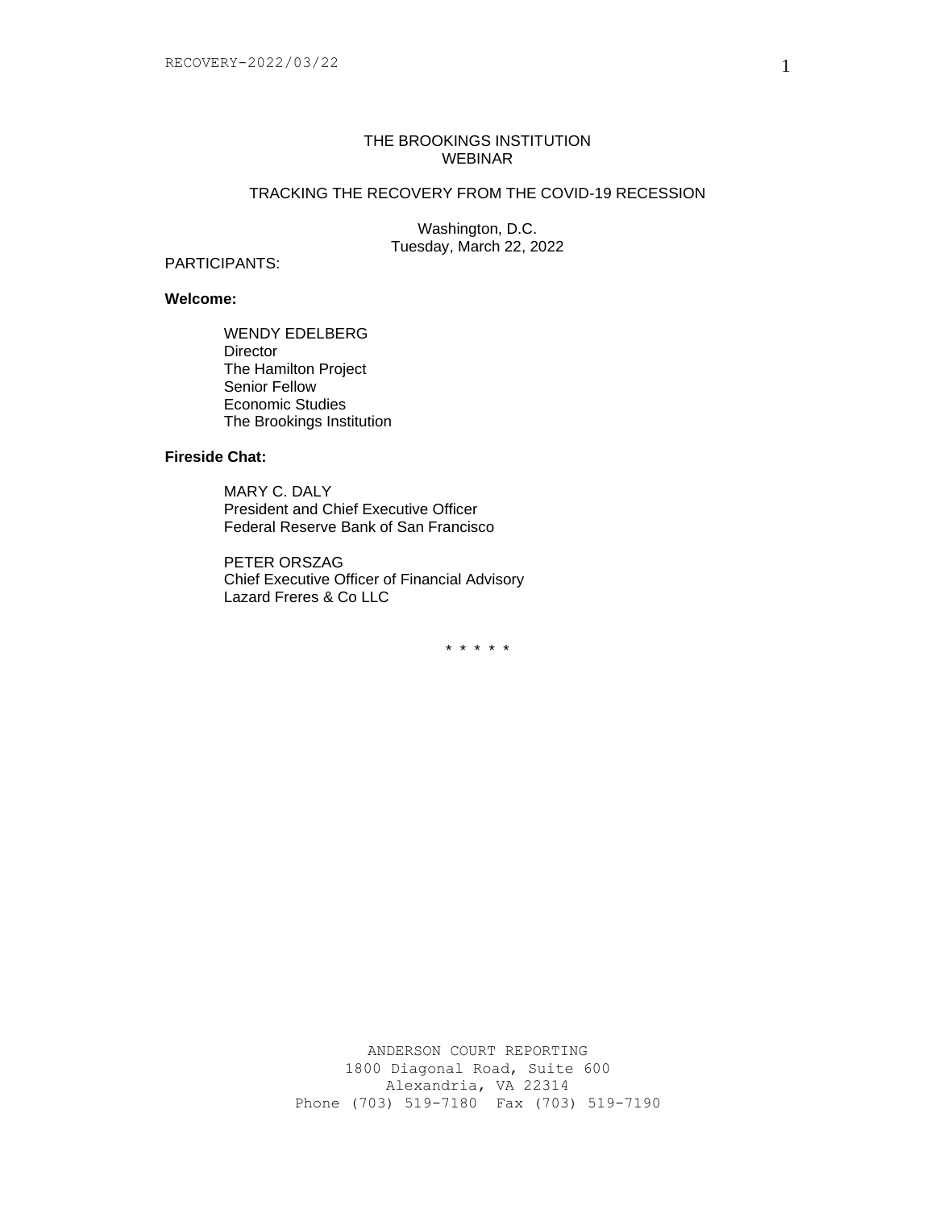# THE BROOKINGS INSTITUTION
## WEBINAR

## TRACKING THE RECOVERY FROM THE COVID-19 RECESSION

Washington, D.C.
Tuesday, March 22, 2022

PARTICIPANTS:

**Welcome:**

WENDY EDELBERG
Director
The Hamilton Project
Senior Fellow
Economic Studies
The Brookings Institution

**Fireside Chat:**

MARY C. DALY
President and Chief Executive Officer
Federal Reserve Bank of San Francisco

PETER ORSZAG
Chief Executive Officer of Financial Advisory
Lazard Freres & Co LLC

\* \* \* \* \*

ANDERSON COURT REPORTING
1800 Diagonal Road, Suite 600
Alexandria, VA 22314
Phone (703) 519-7180 Fax (703) 519-7190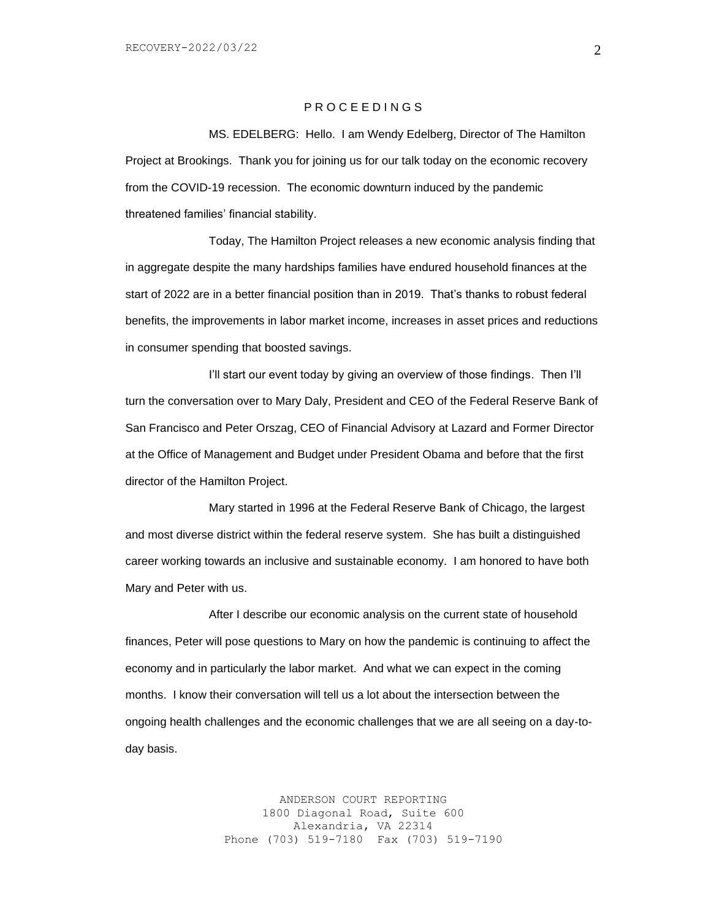P R O C E E D I N G S

MS. EDELBERG: Hello. I am Wendy Edelberg, Director of The Hamilton Project at Brookings. Thank you for joining us for our talk today on the economic recovery from the COVID-19 recession. The economic downturn induced by the pandemic threatened families' financial stability.

Today, The Hamilton Project releases a new economic analysis finding that in aggregate despite the many hardships families have endured household finances at the start of 2022 are in a better financial position than in 2019. That's thanks to robust federal benefits, the improvements in labor market income, increases in asset prices and reductions in consumer spending that boosted savings.

I'll start our event today by giving an overview of those findings. Then I'll turn the conversation over to Mary Daly, President and CEO of the Federal Reserve Bank of San Francisco and Peter Orszag, CEO of Financial Advisory at Lazard and Former Director at the Office of Management and Budget under President Obama and before that the first director of the Hamilton Project.

Mary started in 1996 at the Federal Reserve Bank of Chicago, the largest and most diverse district within the federal reserve system. She has built a distinguished career working towards an inclusive and sustainable economy. I am honored to have both Mary and Peter with us.

After I describe our economic analysis on the current state of household finances, Peter will pose questions to Mary on how the pandemic is continuing to affect the economy and in particularly the labor market. And what we can expect in the coming months. I know their conversation will tell us a lot about the intersection between the ongoing health challenges and the economic challenges that we are all seeing on a day-to-day basis.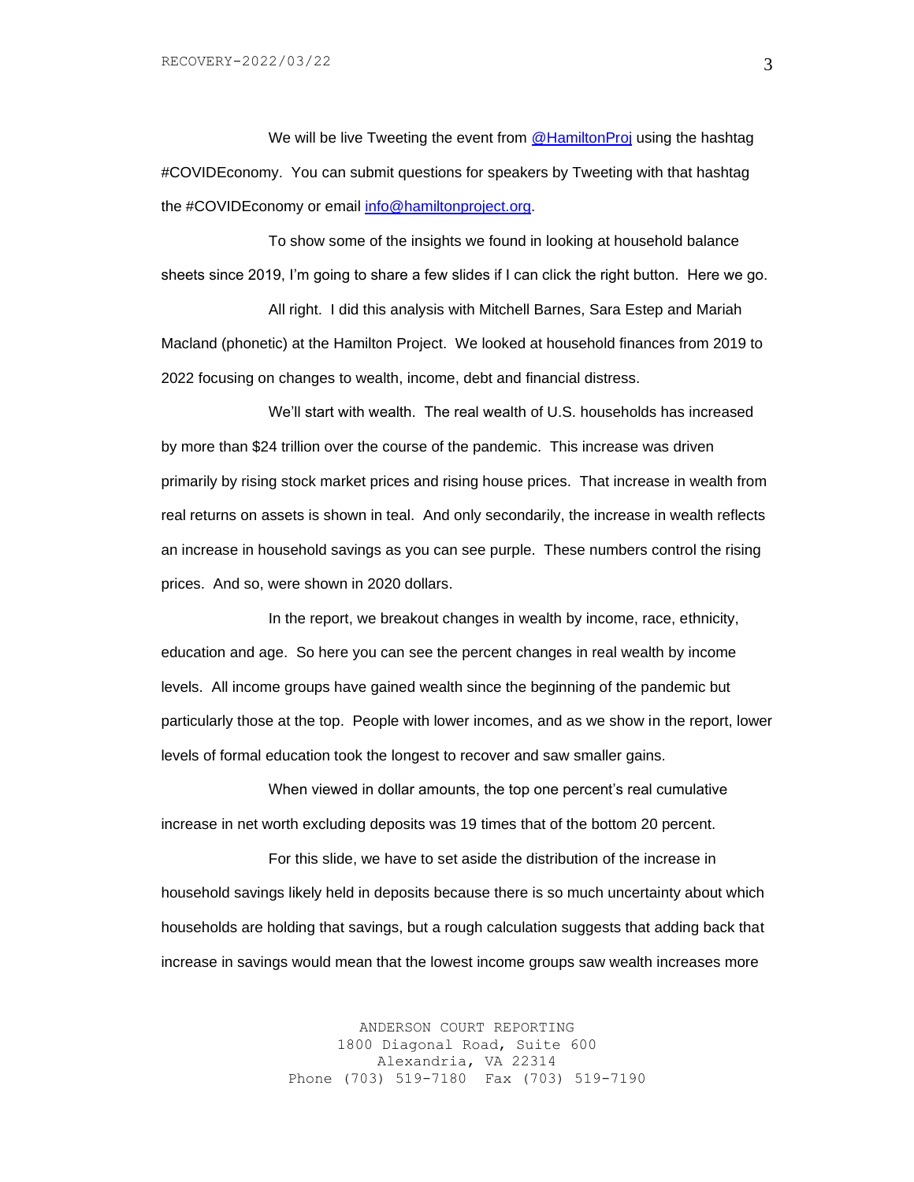We will be live Tweeting the event from @HamiltonProj using the hashtag #COVIDEconomy. You can submit questions for speakers by Tweeting with that hashtag the #COVIDEconomy or email info@hamiltonproject.org.

To show some of the insights we found in looking at household balance sheets since 2019, I'm going to share a few slides if I can click the right button. Here we go.

All right. I did this analysis with Mitchell Barnes, Sara Estep and Mariah Macland (phonetic) at the Hamilton Project. We looked at household finances from 2019 to 2022 focusing on changes to wealth, income, debt and financial distress.

We'll start with wealth. The real wealth of U.S. households has increased by more than $24 trillion over the course of the pandemic. This increase was driven primarily by rising stock market prices and rising house prices. That increase in wealth from real returns on assets is shown in teal. And only secondarily, the increase in wealth reflects an increase in household savings as you can see purple. These numbers control the rising prices. And so, were shown in 2020 dollars.

In the report, we breakout changes in wealth by income, race, ethnicity, education and age. So here you can see the percent changes in real wealth by income levels. All income groups have gained wealth since the beginning of the pandemic but particularly those at the top. People with lower incomes, and as we show in the report, lower levels of formal education took the longest to recover and saw smaller gains.

When viewed in dollar amounts, the top one percent's real cumulative increase in net worth excluding deposits was 19 times that of the bottom 20 percent.

For this slide, we have to set aside the distribution of the increase in household savings likely held in deposits because there is so much uncertainty about which households are holding that savings, but a rough calculation suggests that adding back that increase in savings would mean that the lowest income groups saw wealth increases more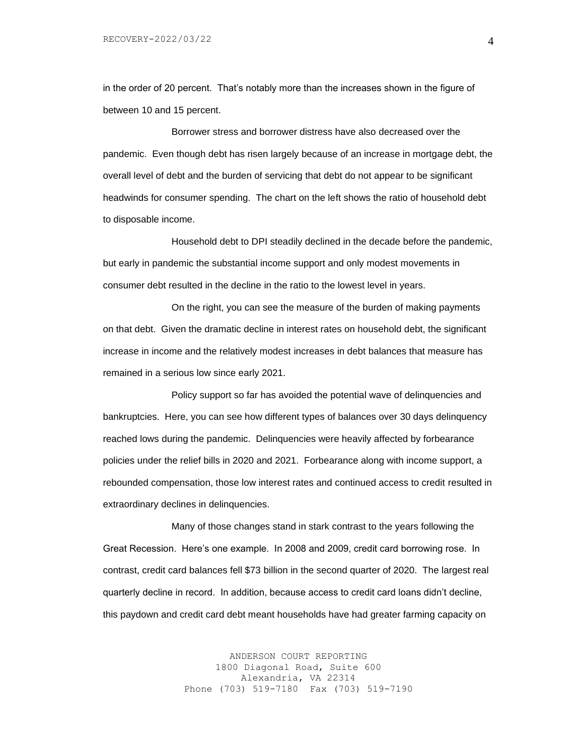in the order of 20 percent. That's notably more than the increases shown in the figure of between 10 and 15 percent.

Borrower stress and borrower distress have also decreased over the pandemic. Even though debt has risen largely because of an increase in mortgage debt, the overall level of debt and the burden of servicing that debt do not appear to be significant headwinds for consumer spending. The chart on the left shows the ratio of household debt to disposable income.

Household debt to DPI steadily declined in the decade before the pandemic, but early in pandemic the substantial income support and only modest movements in consumer debt resulted in the decline in the ratio to the lowest level in years.

On the right, you can see the measure of the burden of making payments on that debt. Given the dramatic decline in interest rates on household debt, the significant increase in income and the relatively modest increases in debt balances that measure has remained in a serious low since early 2021.

Policy support so far has avoided the potential wave of delinquencies and bankruptcies. Here, you can see how different types of balances over 30 days delinquency reached lows during the pandemic. Delinquencies were heavily affected by forbearance policies under the relief bills in 2020 and 2021. Forbearance along with income support, a rebounded compensation, those low interest rates and continued access to credit resulted in extraordinary declines in delinquencies.

Many of those changes stand in stark contrast to the years following the Great Recession. Here's one example. In 2008 and 2009, credit card borrowing rose. In contrast, credit card balances fell $73 billion in the second quarter of 2020. The largest real quarterly decline in record. In addition, because access to credit card loans didn't decline, this paydown and credit card debt meant households have had greater farming capacity on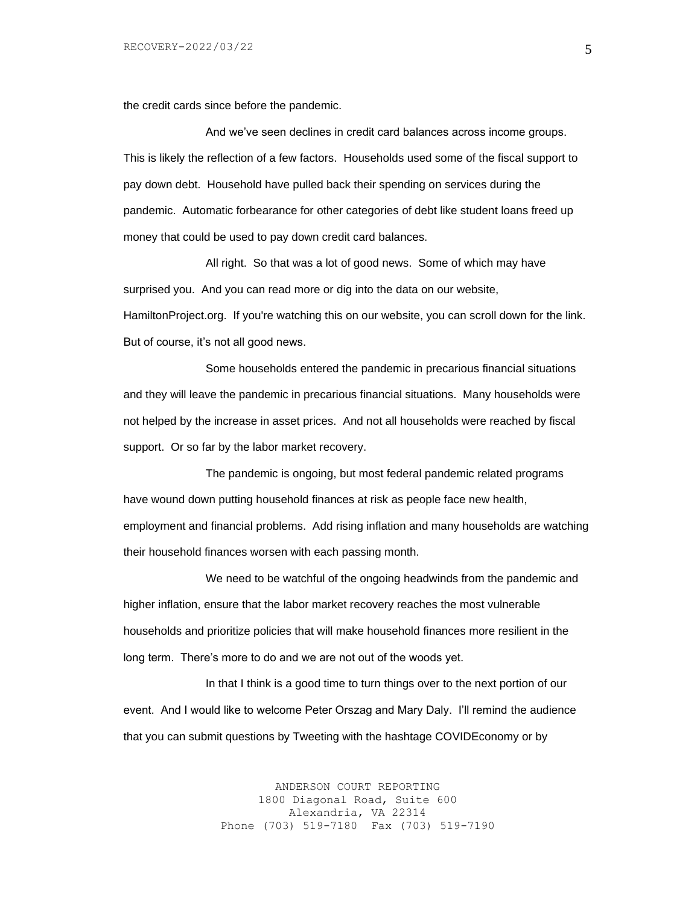the credit cards since before the pandemic.

And we've seen declines in credit card balances across income groups. This is likely the reflection of a few factors. Households used some of the fiscal support to pay down debt. Household have pulled back their spending on services during the pandemic. Automatic forbearance for other categories of debt like student loans freed up money that could be used to pay down credit card balances.

All right. So that was a lot of good news. Some of which may have surprised you. And you can read more or dig into the data on our website, HamiltonProject.org. If you're watching this on our website, you can scroll down for the link. But of course, it's not all good news.

Some households entered the pandemic in precarious financial situations and they will leave the pandemic in precarious financial situations. Many households were not helped by the increase in asset prices. And not all households were reached by fiscal support. Or so far by the labor market recovery.

The pandemic is ongoing, but most federal pandemic related programs have wound down putting household finances at risk as people face new health, employment and financial problems. Add rising inflation and many households are watching their household finances worsen with each passing month.

We need to be watchful of the ongoing headwinds from the pandemic and higher inflation, ensure that the labor market recovery reaches the most vulnerable households and prioritize policies that will make household finances more resilient in the long term. There's more to do and we are not out of the woods yet.

In that I think is a good time to turn things over to the next portion of our event. And I would like to welcome Peter Orszag and Mary Daly. I'll remind the audience that you can submit questions by Tweeting with the hashtage COVIDEconomy or by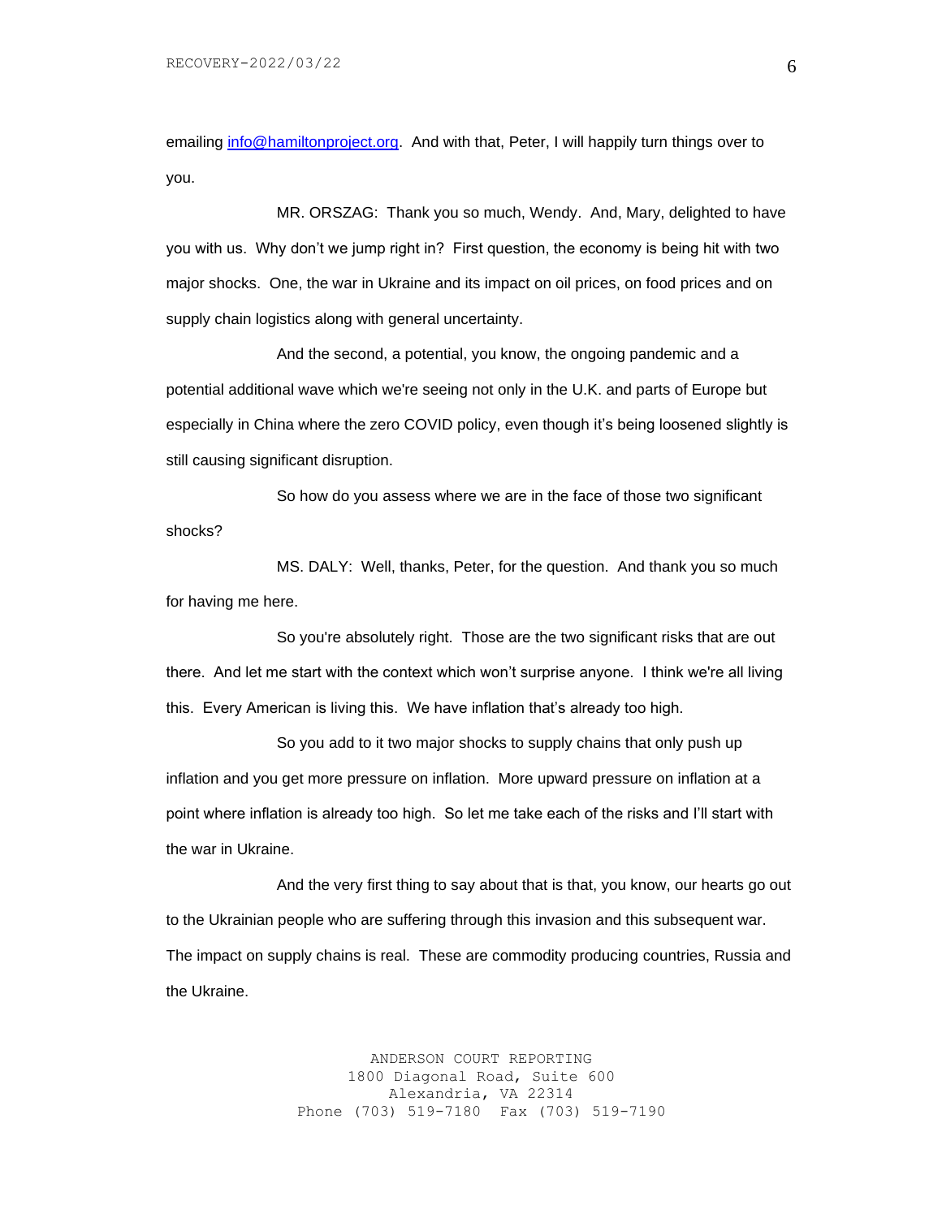emailing info@hamiltonproject.org. And with that, Peter, I will happily turn things over to you.

MR. ORSZAG: Thank you so much, Wendy. And, Mary, delighted to have you with us. Why don't we jump right in? First question, the economy is being hit with two major shocks. One, the war in Ukraine and its impact on oil prices, on food prices and on supply chain logistics along with general uncertainty.

And the second, a potential, you know, the ongoing pandemic and a potential additional wave which we're seeing not only in the U.K. and parts of Europe but especially in China where the zero COVID policy, even though it's being loosened slightly is still causing significant disruption.

So how do you assess where we are in the face of those two significant shocks?

MS. DALY: Well, thanks, Peter, for the question. And thank you so much for having me here.

So you're absolutely right. Those are the two significant risks that are out there. And let me start with the context which won't surprise anyone. I think we're all living this. Every American is living this. We have inflation that's already too high.

So you add to it two major shocks to supply chains that only push up inflation and you get more pressure on inflation. More upward pressure on inflation at a point where inflation is already too high. So let me take each of the risks and I'll start with the war in Ukraine.

And the very first thing to say about that is that, you know, our hearts go out to the Ukrainian people who are suffering through this invasion and this subsequent war. The impact on supply chains is real. These are commodity producing countries, Russia and the Ukraine.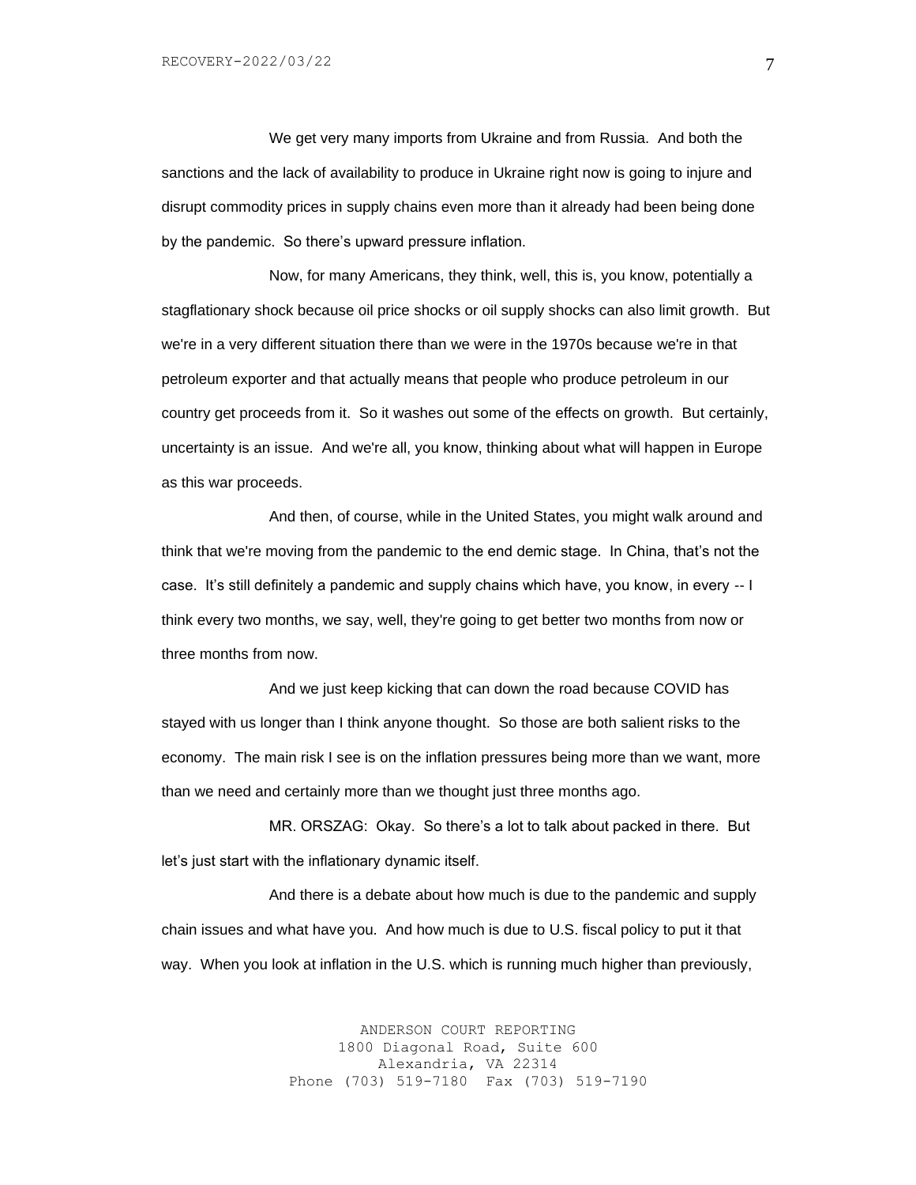We get very many imports from Ukraine and from Russia. And both the sanctions and the lack of availability to produce in Ukraine right now is going to injure and disrupt commodity prices in supply chains even more than it already had been being done by the pandemic. So there's upward pressure inflation.

Now, for many Americans, they think, well, this is, you know, potentially a stagflationary shock because oil price shocks or oil supply shocks can also limit growth. But we're in a very different situation there than we were in the 1970s because we're in that petroleum exporter and that actually means that people who produce petroleum in our country get proceeds from it. So it washes out some of the effects on growth. But certainly, uncertainty is an issue. And we're all, you know, thinking about what will happen in Europe as this war proceeds.

And then, of course, while in the United States, you might walk around and think that we're moving from the pandemic to the end demic stage. In China, that's not the case. It's still definitely a pandemic and supply chains which have, you know, in every -- I think every two months, we say, well, they're going to get better two months from now or three months from now.

And we just keep kicking that can down the road because COVID has stayed with us longer than I think anyone thought. So those are both salient risks to the economy. The main risk I see is on the inflation pressures being more than we want, more than we need and certainly more than we thought just three months ago.

MR. ORSZAG: Okay. So there's a lot to talk about packed in there. But let's just start with the inflationary dynamic itself.

And there is a debate about how much is due to the pandemic and supply chain issues and what have you. And how much is due to U.S. fiscal policy to put it that way. When you look at inflation in the U.S. which is running much higher than previously,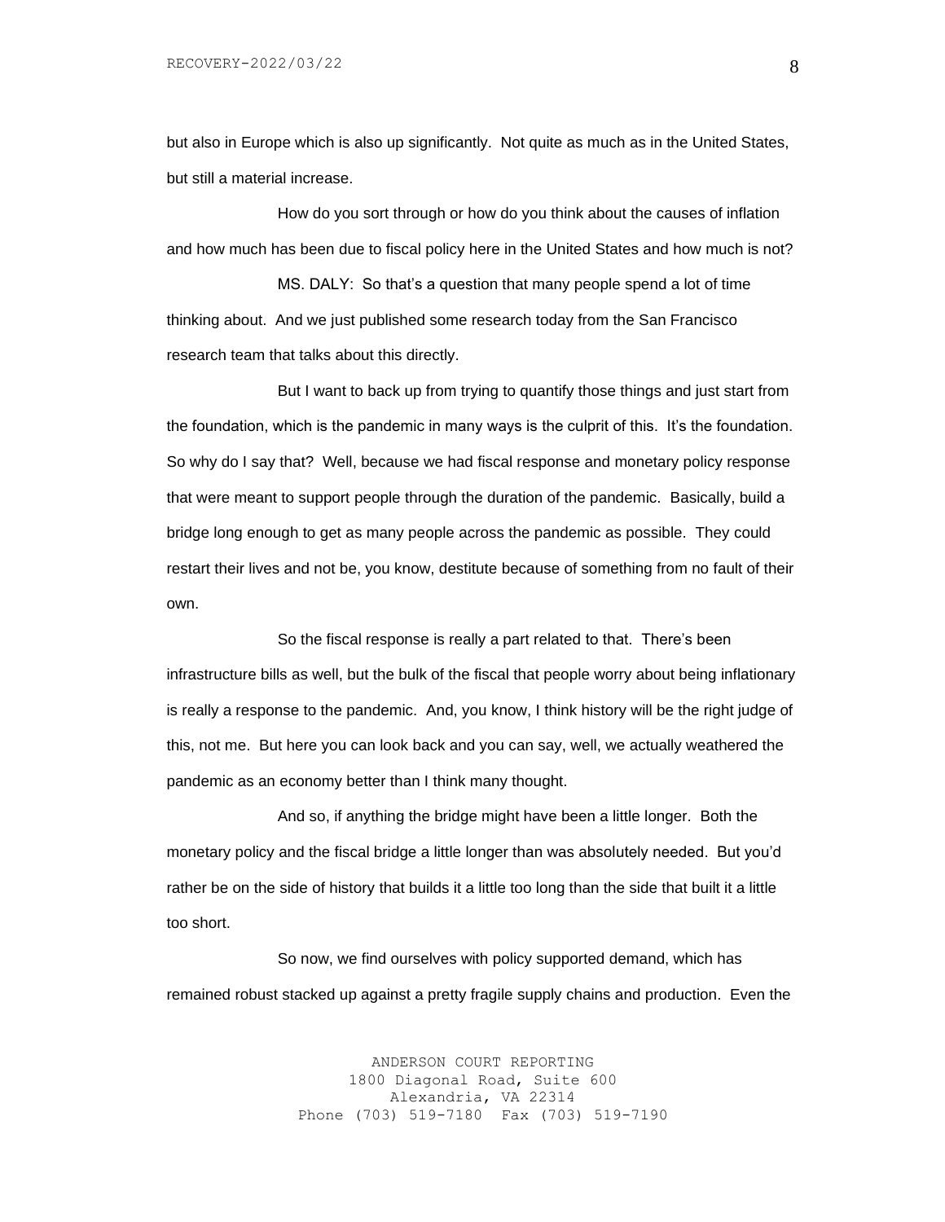but also in Europe which is also up significantly. Not quite as much as in the United States, but still a material increase.

How do you sort through or how do you think about the causes of inflation and how much has been due to fiscal policy here in the United States and how much is not?

MS. DALY: So that's a question that many people spend a lot of time thinking about. And we just published some research today from the San Francisco research team that talks about this directly.

But I want to back up from trying to quantify those things and just start from the foundation, which is the pandemic in many ways is the culprit of this. It's the foundation. So why do I say that? Well, because we had fiscal response and monetary policy response that were meant to support people through the duration of the pandemic. Basically, build a bridge long enough to get as many people across the pandemic as possible. They could restart their lives and not be, you know, destitute because of something from no fault of their own.

So the fiscal response is really a part related to that. There's been infrastructure bills as well, but the bulk of the fiscal that people worry about being inflationary is really a response to the pandemic. And, you know, I think history will be the right judge of this, not me. But here you can look back and you can say, well, we actually weathered the pandemic as an economy better than I think many thought.

And so, if anything the bridge might have been a little longer. Both the monetary policy and the fiscal bridge a little longer than was absolutely needed. But you'd rather be on the side of history that builds it a little too long than the side that built it a little too short.

So now, we find ourselves with policy supported demand, which has remained robust stacked up against a pretty fragile supply chains and production. Even the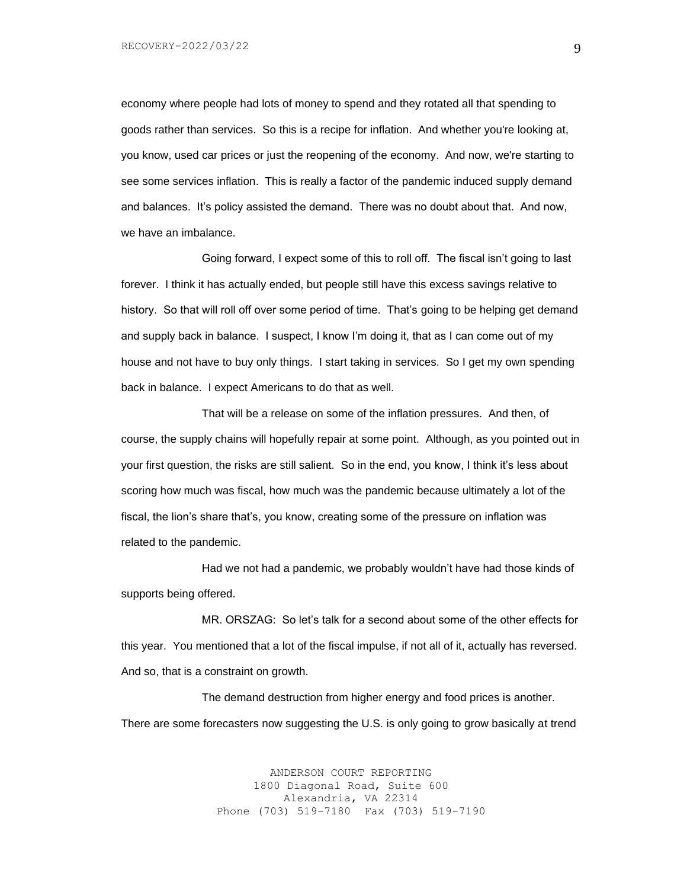economy where people had lots of money to spend and they rotated all that spending to goods rather than services. So this is a recipe for inflation. And whether you're looking at, you know, used car prices or just the reopening of the economy. And now, we're starting to see some services inflation. This is really a factor of the pandemic induced supply demand and balances. It's policy assisted the demand. There was no doubt about that. And now, we have an imbalance.

Going forward, I expect some of this to roll off. The fiscal isn't going to last forever. I think it has actually ended, but people still have this excess savings relative to history. So that will roll off over some period of time. That's going to be helping get demand and supply back in balance. I suspect, I know I'm doing it, that as I can come out of my house and not have to buy only things. I start taking in services. So I get my own spending back in balance. I expect Americans to do that as well.

That will be a release on some of the inflation pressures. And then, of course, the supply chains will hopefully repair at some point. Although, as you pointed out in your first question, the risks are still salient. So in the end, you know, I think it's less about scoring how much was fiscal, how much was the pandemic because ultimately a lot of the fiscal, the lion's share that's, you know, creating some of the pressure on inflation was related to the pandemic.

Had we not had a pandemic, we probably wouldn't have had those kinds of supports being offered.

MR. ORSZAG: So let's talk for a second about some of the other effects for this year. You mentioned that a lot of the fiscal impulse, if not all of it, actually has reversed. And so, that is a constraint on growth.

The demand destruction from higher energy and food prices is another. There are some forecasters now suggesting the U.S. is only going to grow basically at trend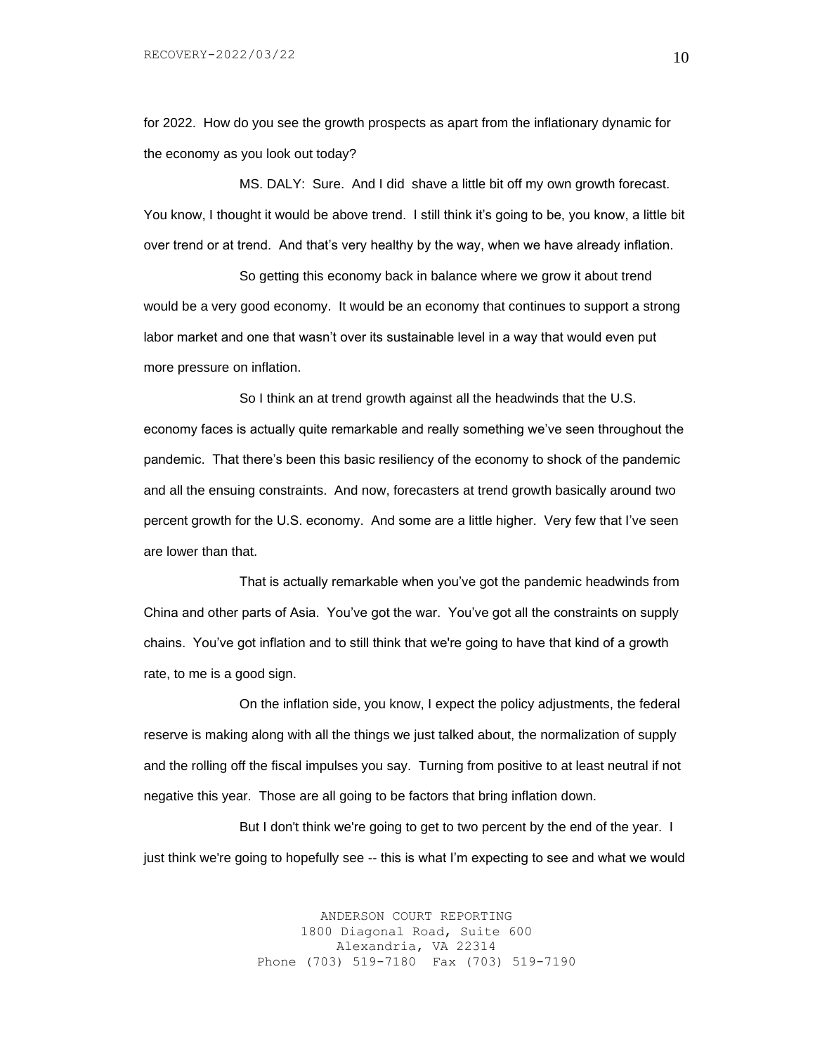for 2022. How do you see the growth prospects as apart from the inflationary dynamic for the economy as you look out today?

MS. DALY: Sure. And I did shave a little bit off my own growth forecast. You know, I thought it would be above trend. I still think it's going to be, you know, a little bit over trend or at trend. And that's very healthy by the way, when we have already inflation.

So getting this economy back in balance where we grow it about trend would be a very good economy. It would be an economy that continues to support a strong labor market and one that wasn't over its sustainable level in a way that would even put more pressure on inflation.

So I think an at trend growth against all the headwinds that the U.S. economy faces is actually quite remarkable and really something we've seen throughout the pandemic. That there's been this basic resiliency of the economy to shock of the pandemic and all the ensuing constraints. And now, forecasters at trend growth basically around two percent growth for the U.S. economy. And some are a little higher. Very few that I've seen are lower than that.

That is actually remarkable when you've got the pandemic headwinds from China and other parts of Asia. You've got the war. You've got all the constraints on supply chains. You've got inflation and to still think that we're going to have that kind of a growth rate, to me is a good sign.

On the inflation side, you know, I expect the policy adjustments, the federal reserve is making along with all the things we just talked about, the normalization of supply and the rolling off the fiscal impulses you say. Turning from positive to at least neutral if not negative this year. Those are all going to be factors that bring inflation down.

But I don't think we're going to get to two percent by the end of the year. I just think we're going to hopefully see -- this is what I'm expecting to see and what we would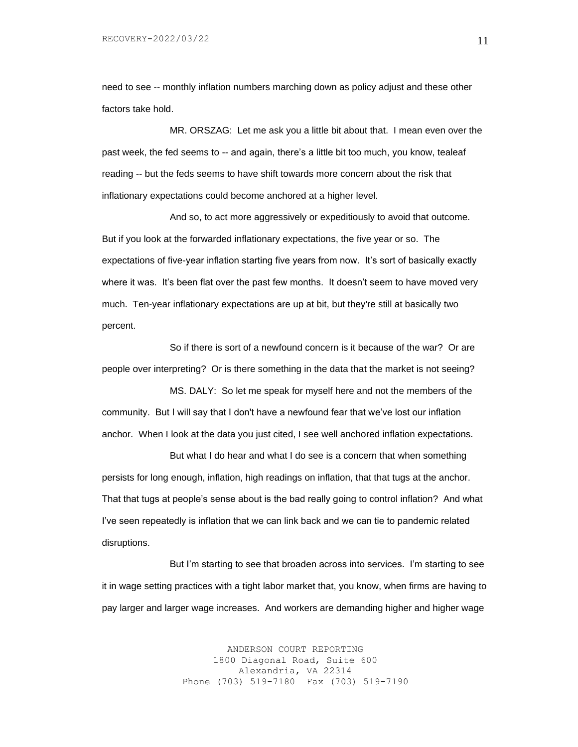need to see -- monthly inflation numbers marching down as policy adjust and these other factors take hold.

MR. ORSZAG: Let me ask you a little bit about that. I mean even over the past week, the fed seems to -- and again, there's a little bit too much, you know, tealeaf reading -- but the feds seems to have shift towards more concern about the risk that inflationary expectations could become anchored at a higher level.

And so, to act more aggressively or expeditiously to avoid that outcome. But if you look at the forwarded inflationary expectations, the five year or so. The expectations of five-year inflation starting five years from now. It's sort of basically exactly where it was. It's been flat over the past few months. It doesn't seem to have moved very much. Ten-year inflationary expectations are up at bit, but they're still at basically two percent.

So if there is sort of a newfound concern is it because of the war? Or are people over interpreting? Or is there something in the data that the market is not seeing?

MS. DALY: So let me speak for myself here and not the members of the community. But I will say that I don't have a newfound fear that we've lost our inflation anchor. When I look at the data you just cited, I see well anchored inflation expectations.

But what I do hear and what I do see is a concern that when something persists for long enough, inflation, high readings on inflation, that that tugs at the anchor. That that tugs at people's sense about is the bad really going to control inflation? And what I've seen repeatedly is inflation that we can link back and we can tie to pandemic related disruptions.

But I'm starting to see that broaden across into services. I'm starting to see it in wage setting practices with a tight labor market that, you know, when firms are having to pay larger and larger wage increases. And workers are demanding higher and higher wage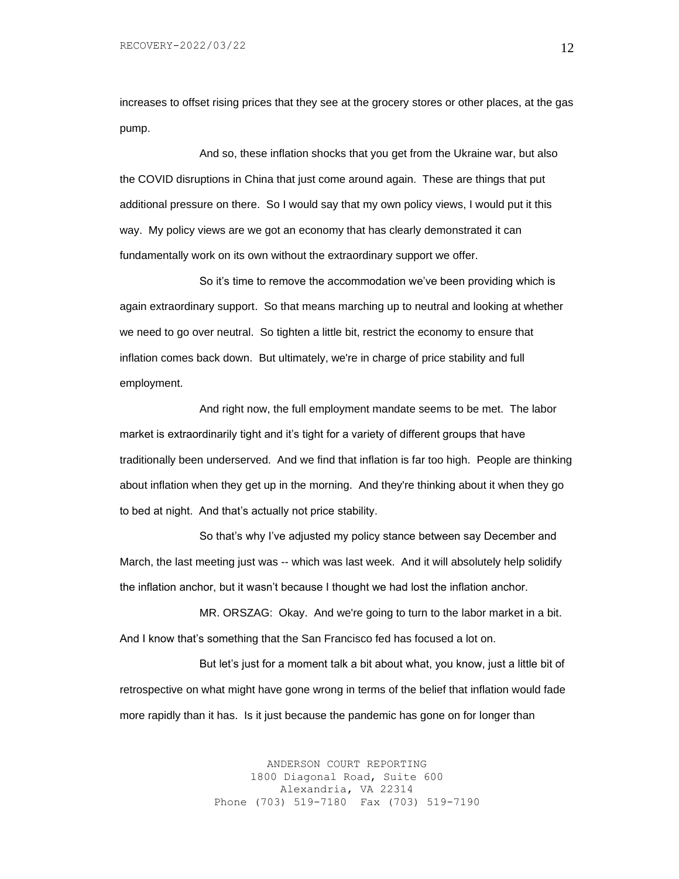increases to offset rising prices that they see at the grocery stores or other places, at the gas pump.

And so, these inflation shocks that you get from the Ukraine war, but also the COVID disruptions in China that just come around again. These are things that put additional pressure on there. So I would say that my own policy views, I would put it this way. My policy views are we got an economy that has clearly demonstrated it can fundamentally work on its own without the extraordinary support we offer.

So it's time to remove the accommodation we've been providing which is again extraordinary support. So that means marching up to neutral and looking at whether we need to go over neutral. So tighten a little bit, restrict the economy to ensure that inflation comes back down. But ultimately, we're in charge of price stability and full employment.

And right now, the full employment mandate seems to be met. The labor market is extraordinarily tight and it's tight for a variety of different groups that have traditionally been underserved. And we find that inflation is far too high. People are thinking about inflation when they get up in the morning. And they're thinking about it when they go to bed at night. And that's actually not price stability.

So that's why I've adjusted my policy stance between say December and March, the last meeting just was -- which was last week. And it will absolutely help solidify the inflation anchor, but it wasn't because I thought we had lost the inflation anchor.

MR. ORSZAG: Okay. And we're going to turn to the labor market in a bit. And I know that's something that the San Francisco fed has focused a lot on.

But let's just for a moment talk a bit about what, you know, just a little bit of retrospective on what might have gone wrong in terms of the belief that inflation would fade more rapidly than it has. Is it just because the pandemic has gone on for longer than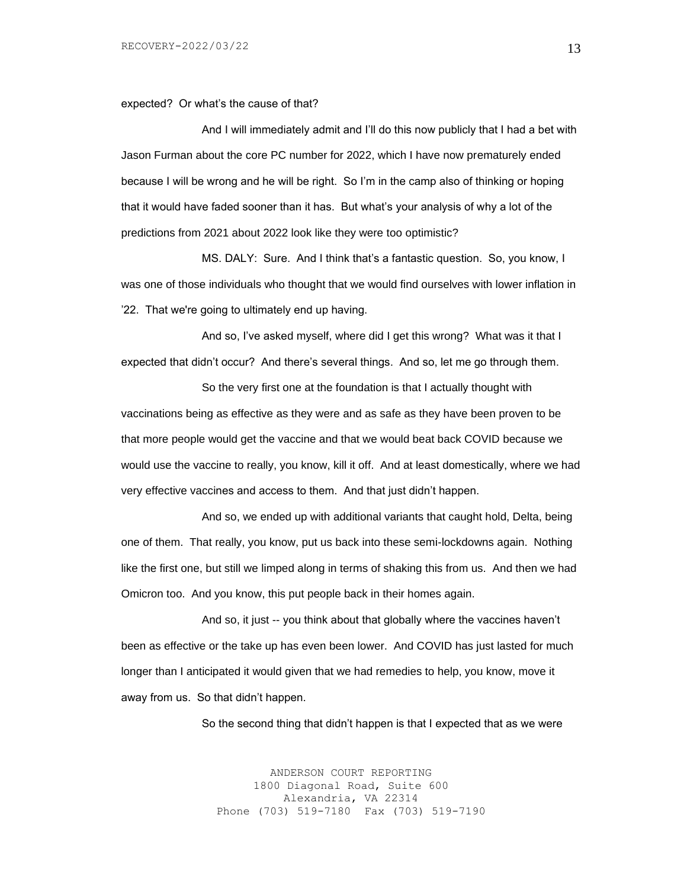expected? Or what's the cause of that?

And I will immediately admit and I'll do this now publicly that I had a bet with Jason Furman about the core PC number for 2022, which I have now prematurely ended because I will be wrong and he will be right. So I'm in the camp also of thinking or hoping that it would have faded sooner than it has. But what's your analysis of why a lot of the predictions from 2021 about 2022 look like they were too optimistic?

MS. DALY: Sure. And I think that's a fantastic question. So, you know, I was one of those individuals who thought that we would find ourselves with lower inflation in '22. That we're going to ultimately end up having.

And so, I've asked myself, where did I get this wrong? What was it that I expected that didn't occur? And there's several things. And so, let me go through them.

So the very first one at the foundation is that I actually thought with vaccinations being as effective as they were and as safe as they have been proven to be that more people would get the vaccine and that we would beat back COVID because we would use the vaccine to really, you know, kill it off. And at least domestically, where we had very effective vaccines and access to them. And that just didn't happen.

And so, we ended up with additional variants that caught hold, Delta, being one of them. That really, you know, put us back into these semi-lockdowns again. Nothing like the first one, but still we limped along in terms of shaking this from us. And then we had Omicron too. And you know, this put people back in their homes again.

And so, it just -- you think about that globally where the vaccines haven't been as effective or the take up has even been lower. And COVID has just lasted for much longer than I anticipated it would given that we had remedies to help, you know, move it away from us. So that didn't happen.

So the second thing that didn't happen is that I expected that as we were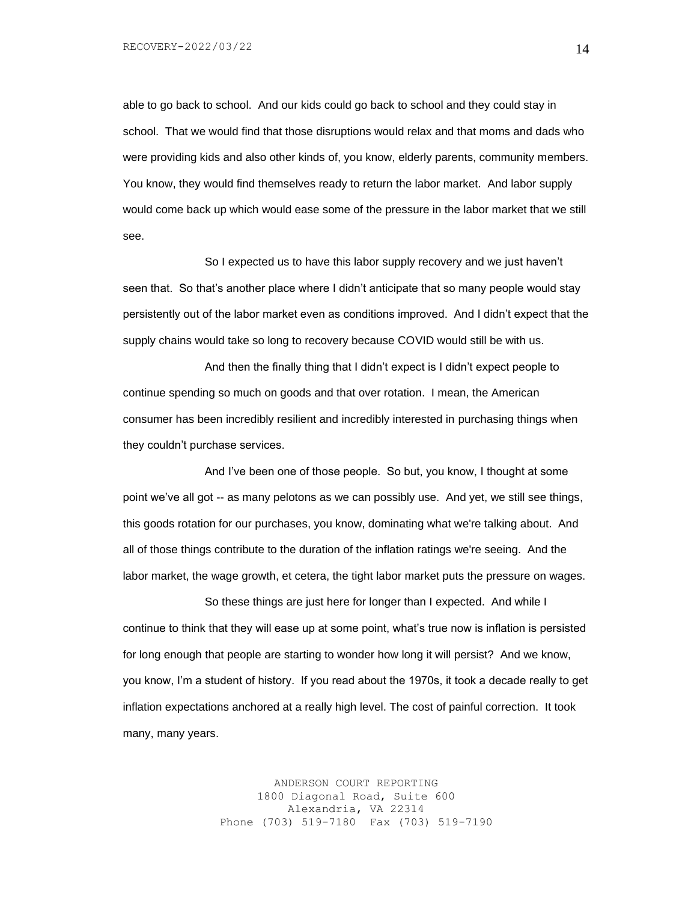able to go back to school. And our kids could go back to school and they could stay in school. That we would find that those disruptions would relax and that moms and dads who were providing kids and also other kinds of, you know, elderly parents, community members. You know, they would find themselves ready to return the labor market. And labor supply would come back up which would ease some of the pressure in the labor market that we still see.

So I expected us to have this labor supply recovery and we just haven't seen that. So that's another place where I didn't anticipate that so many people would stay persistently out of the labor market even as conditions improved. And I didn't expect that the supply chains would take so long to recovery because COVID would still be with us.

And then the finally thing that I didn't expect is I didn't expect people to continue spending so much on goods and that over rotation. I mean, the American consumer has been incredibly resilient and incredibly interested in purchasing things when they couldn't purchase services.

And I've been one of those people. So but, you know, I thought at some point we've all got -- as many pelotons as we can possibly use. And yet, we still see things, this goods rotation for our purchases, you know, dominating what we're talking about. And all of those things contribute to the duration of the inflation ratings we're seeing. And the labor market, the wage growth, et cetera, the tight labor market puts the pressure on wages.

So these things are just here for longer than I expected. And while I continue to think that they will ease up at some point, what's true now is inflation is persisted for long enough that people are starting to wonder how long it will persist? And we know, you know, I'm a student of history. If you read about the 1970s, it took a decade really to get inflation expectations anchored at a really high level. The cost of painful correction. It took many, many years.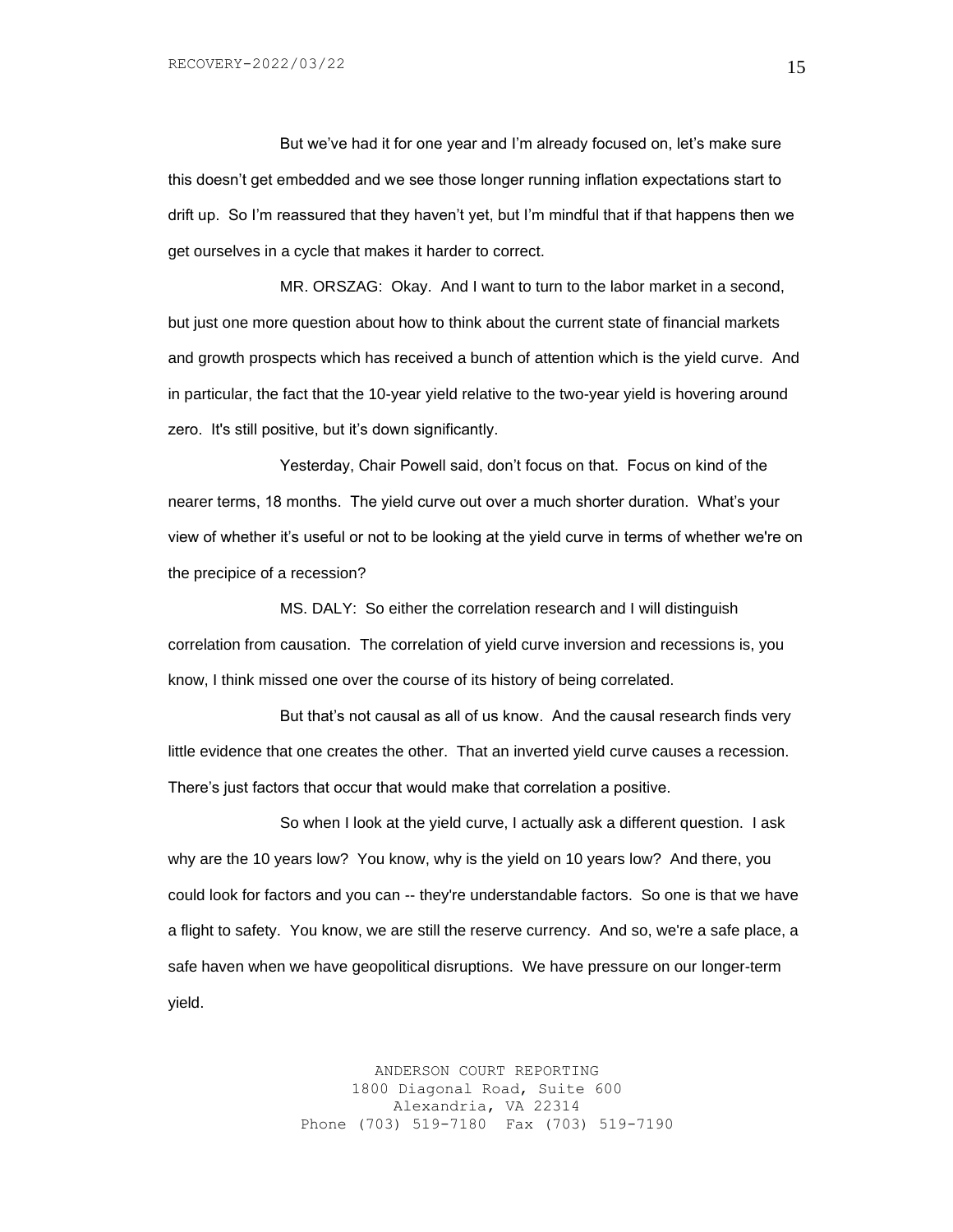But we've had it for one year and I'm already focused on, let's make sure this doesn't get embedded and we see those longer running inflation expectations start to drift up. So I'm reassured that they haven't yet, but I'm mindful that if that happens then we get ourselves in a cycle that makes it harder to correct.

MR. ORSZAG: Okay. And I want to turn to the labor market in a second, but just one more question about how to think about the current state of financial markets and growth prospects which has received a bunch of attention which is the yield curve. And in particular, the fact that the 10-year yield relative to the two-year yield is hovering around zero. It's still positive, but it's down significantly.

Yesterday, Chair Powell said, don't focus on that. Focus on kind of the nearer terms, 18 months. The yield curve out over a much shorter duration. What's your view of whether it's useful or not to be looking at the yield curve in terms of whether we're on the precipice of a recession?

MS. DALY: So either the correlation research and I will distinguish correlation from causation. The correlation of yield curve inversion and recessions is, you know, I think missed one over the course of its history of being correlated.

But that's not causal as all of us know. And the causal research finds very little evidence that one creates the other. That an inverted yield curve causes a recession. There's just factors that occur that would make that correlation a positive.

So when I look at the yield curve, I actually ask a different question. I ask why are the 10 years low? You know, why is the yield on 10 years low? And there, you could look for factors and you can -- they're understandable factors. So one is that we have a flight to safety. You know, we are still the reserve currency. And so, we're a safe place, a safe haven when we have geopolitical disruptions. We have pressure on our longer-term yield.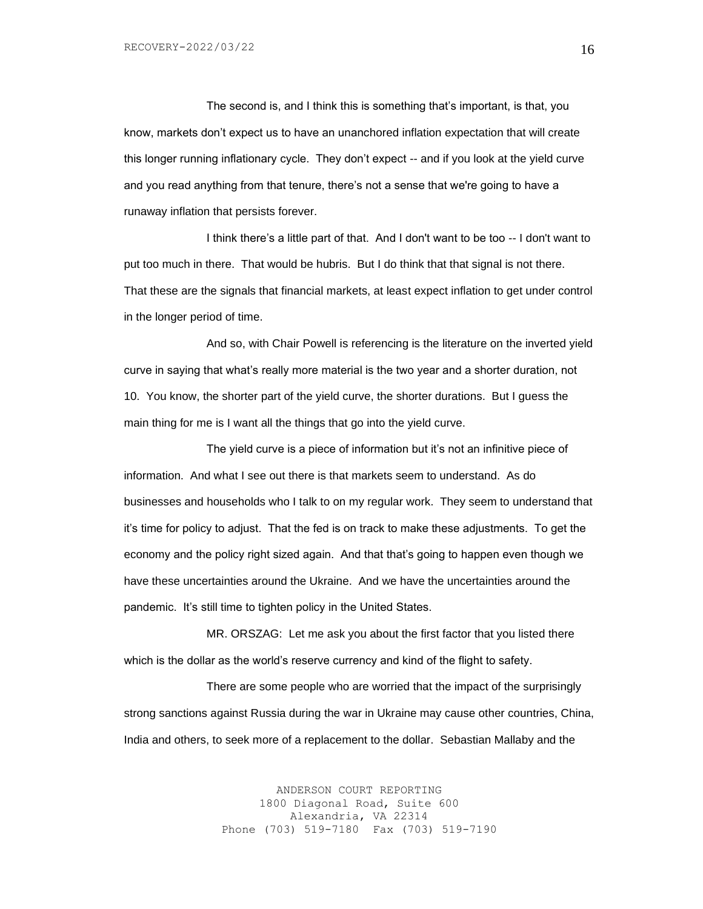The second is, and I think this is something that's important, is that, you know, markets don't expect us to have an unanchored inflation expectation that will create this longer running inflationary cycle. They don't expect -- and if you look at the yield curve and you read anything from that tenure, there's not a sense that we're going to have a runaway inflation that persists forever.

I think there's a little part of that. And I don't want to be too -- I don't want to put too much in there. That would be hubris. But I do think that that signal is not there. That these are the signals that financial markets, at least expect inflation to get under control in the longer period of time.

And so, with Chair Powell is referencing is the literature on the inverted yield curve in saying that what's really more material is the two year and a shorter duration, not 10. You know, the shorter part of the yield curve, the shorter durations. But I guess the main thing for me is I want all the things that go into the yield curve.

The yield curve is a piece of information but it's not an infinitive piece of information. And what I see out there is that markets seem to understand. As do businesses and households who I talk to on my regular work. They seem to understand that it's time for policy to adjust. That the fed is on track to make these adjustments. To get the economy and the policy right sized again. And that that's going to happen even though we have these uncertainties around the Ukraine. And we have the uncertainties around the pandemic. It's still time to tighten policy in the United States.

MR. ORSZAG: Let me ask you about the first factor that you listed there which is the dollar as the world's reserve currency and kind of the flight to safety.

There are some people who are worried that the impact of the surprisingly strong sanctions against Russia during the war in Ukraine may cause other countries, China, India and others, to seek more of a replacement to the dollar. Sebastian Mallaby and the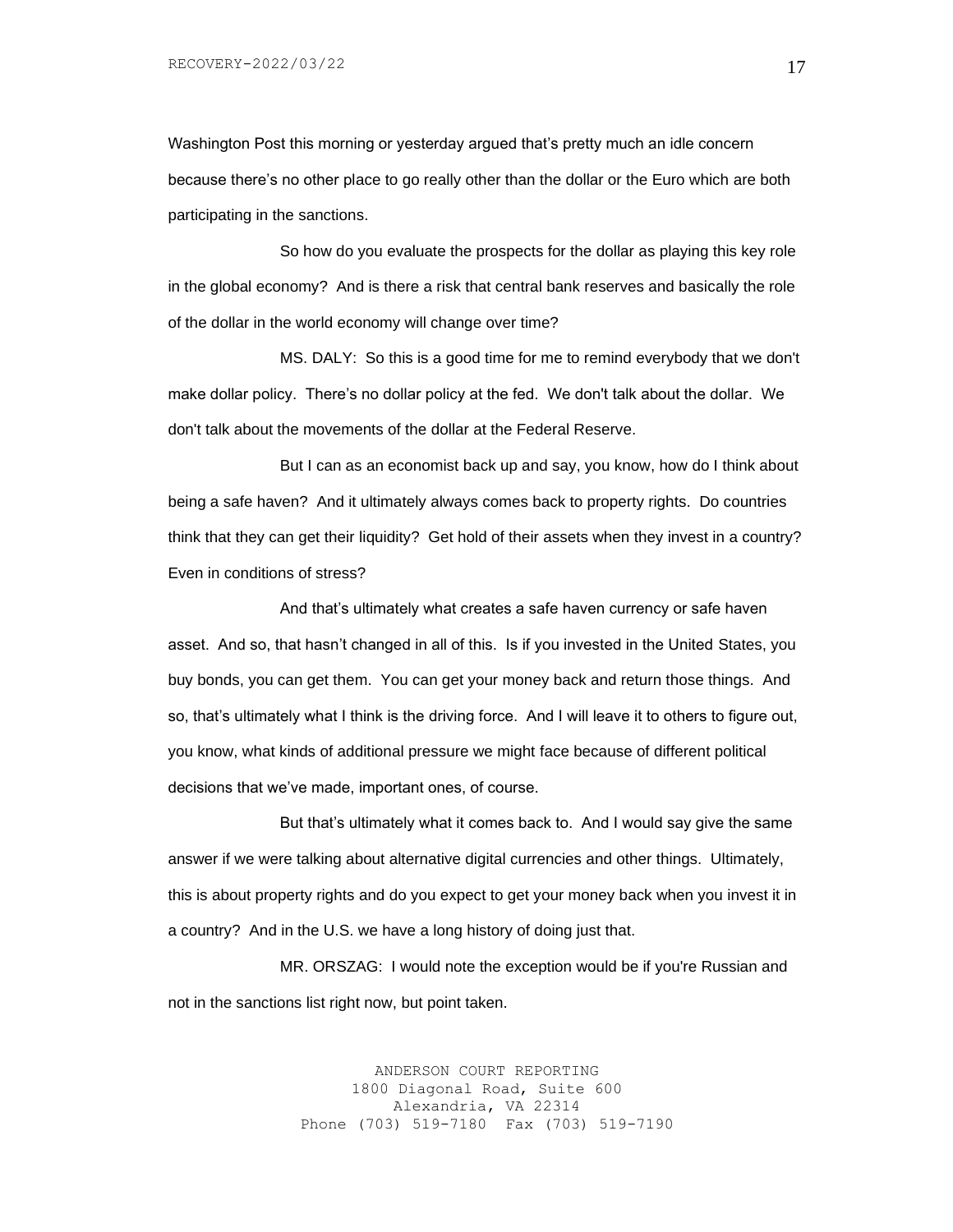Washington Post this morning or yesterday argued that's pretty much an idle concern because there's no other place to go really other than the dollar or the Euro which are both participating in the sanctions.

So how do you evaluate the prospects for the dollar as playing this key role in the global economy? And is there a risk that central bank reserves and basically the role of the dollar in the world economy will change over time?

MS. DALY: So this is a good time for me to remind everybody that we don't make dollar policy. There's no dollar policy at the fed. We don't talk about the dollar. We don't talk about the movements of the dollar at the Federal Reserve.

But I can as an economist back up and say, you know, how do I think about being a safe haven? And it ultimately always comes back to property rights. Do countries think that they can get their liquidity? Get hold of their assets when they invest in a country? Even in conditions of stress?

And that's ultimately what creates a safe haven currency or safe haven asset. And so, that hasn't changed in all of this. Is if you invested in the United States, you buy bonds, you can get them. You can get your money back and return those things. And so, that's ultimately what I think is the driving force. And I will leave it to others to figure out, you know, what kinds of additional pressure we might face because of different political decisions that we've made, important ones, of course.

But that's ultimately what it comes back to. And I would say give the same answer if we were talking about alternative digital currencies and other things. Ultimately, this is about property rights and do you expect to get your money back when you invest it in a country? And in the U.S. we have a long history of doing just that.

MR. ORSZAG: I would note the exception would be if you're Russian and not in the sanctions list right now, but point taken.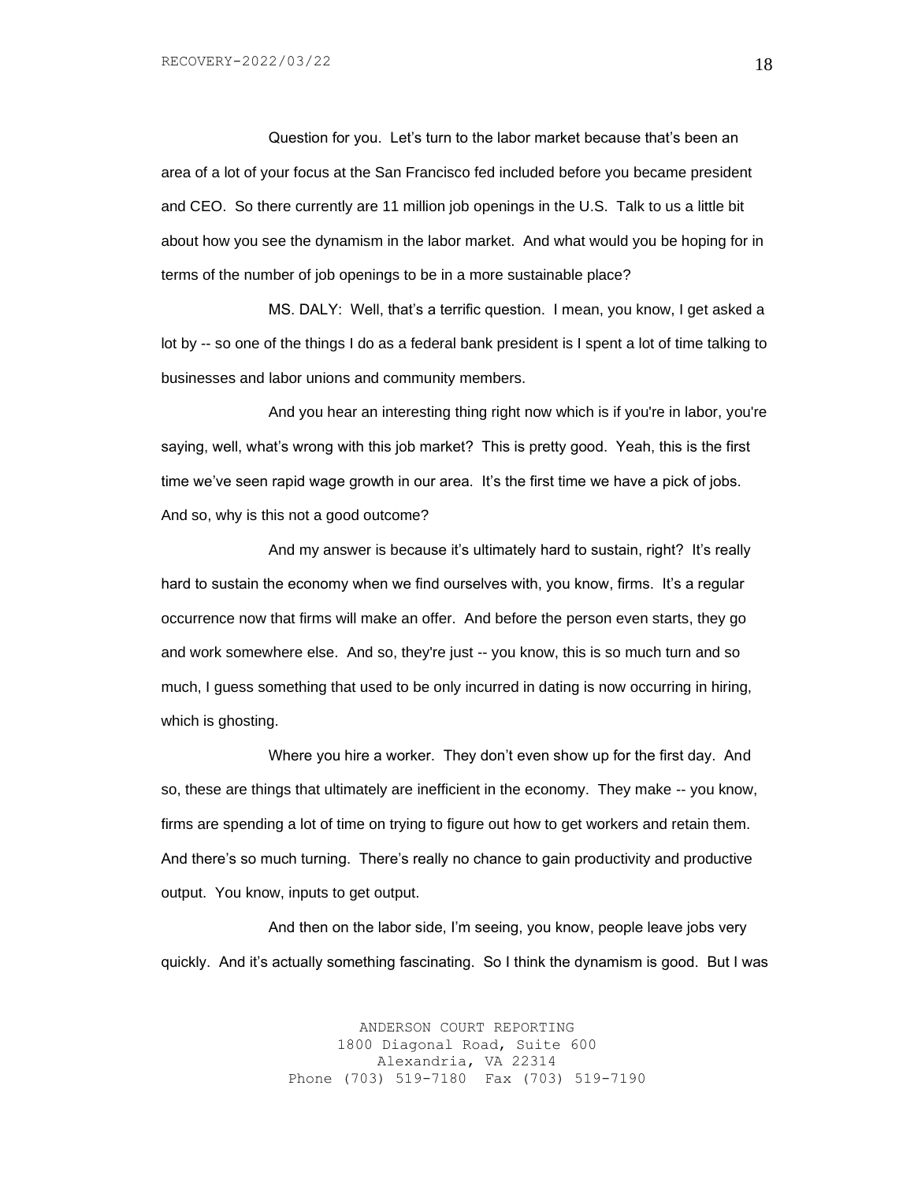Question for you. Let's turn to the labor market because that's been an area of a lot of your focus at the San Francisco fed included before you became president and CEO. So there currently are 11 million job openings in the U.S. Talk to us a little bit about how you see the dynamism in the labor market. And what would you be hoping for in terms of the number of job openings to be in a more sustainable place?

MS. DALY: Well, that's a terrific question. I mean, you know, I get asked a lot by -- so one of the things I do as a federal bank president is I spent a lot of time talking to businesses and labor unions and community members.

And you hear an interesting thing right now which is if you're in labor, you're saying, well, what's wrong with this job market? This is pretty good. Yeah, this is the first time we've seen rapid wage growth in our area. It's the first time we have a pick of jobs. And so, why is this not a good outcome?

And my answer is because it's ultimately hard to sustain, right? It's really hard to sustain the economy when we find ourselves with, you know, firms. It's a regular occurrence now that firms will make an offer. And before the person even starts, they go and work somewhere else. And so, they're just -- you know, this is so much turn and so much, I guess something that used to be only incurred in dating is now occurring in hiring, which is ghosting.

Where you hire a worker. They don't even show up for the first day. And so, these are things that ultimately are inefficient in the economy. They make -- you know, firms are spending a lot of time on trying to figure out how to get workers and retain them. And there's so much turning. There's really no chance to gain productivity and productive output. You know, inputs to get output.

And then on the labor side, I'm seeing, you know, people leave jobs very quickly. And it's actually something fascinating. So I think the dynamism is good. But I was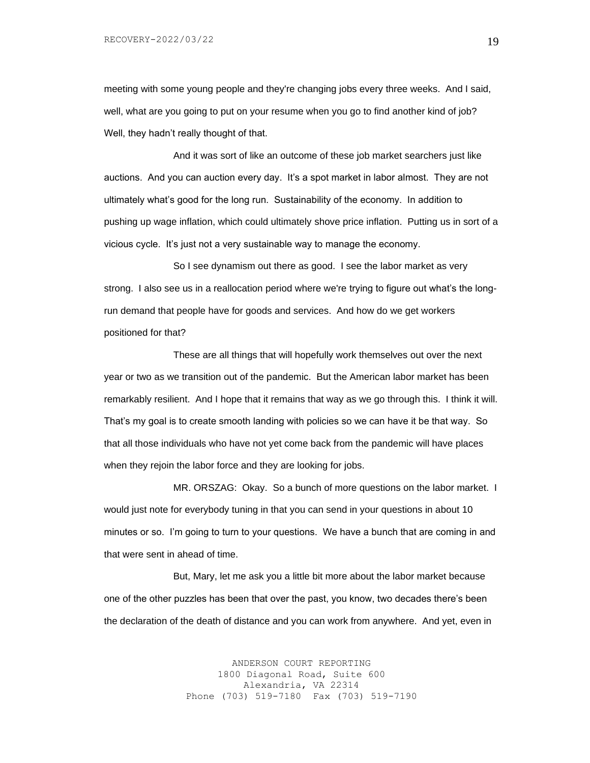meeting with some young people and they're changing jobs every three weeks. And I said, well, what are you going to put on your resume when you go to find another kind of job? Well, they hadn't really thought of that.

And it was sort of like an outcome of these job market searchers just like auctions. And you can auction every day. It's a spot market in labor almost. They are not ultimately what's good for the long run. Sustainability of the economy. In addition to pushing up wage inflation, which could ultimately shove price inflation. Putting us in sort of a vicious cycle. It's just not a very sustainable way to manage the economy.

So I see dynamism out there as good. I see the labor market as very strong. I also see us in a reallocation period where we're trying to figure out what's the long-run demand that people have for goods and services. And how do we get workers positioned for that?

These are all things that will hopefully work themselves out over the next year or two as we transition out of the pandemic. But the American labor market has been remarkably resilient. And I hope that it remains that way as we go through this. I think it will. That's my goal is to create smooth landing with policies so we can have it be that way. So that all those individuals who have not yet come back from the pandemic will have places when they rejoin the labor force and they are looking for jobs.

MR. ORSZAG: Okay. So a bunch of more questions on the labor market. I would just note for everybody tuning in that you can send in your questions in about 10 minutes or so. I'm going to turn to your questions. We have a bunch that are coming in and that were sent in ahead of time.

But, Mary, let me ask you a little bit more about the labor market because one of the other puzzles has been that over the past, you know, two decades there's been the declaration of the death of distance and you can work from anywhere. And yet, even in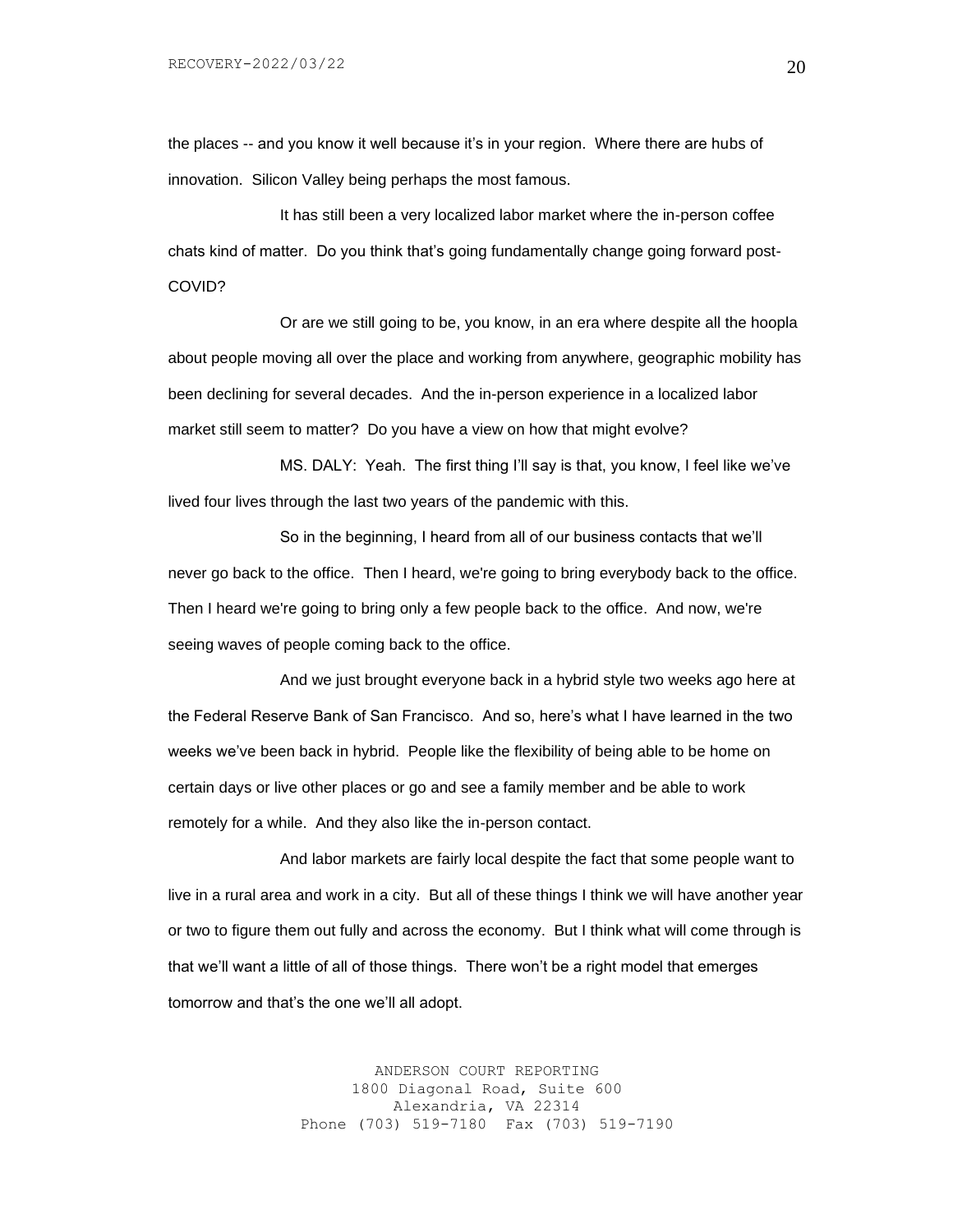the places -- and you know it well because it's in your region. Where there are hubs of innovation. Silicon Valley being perhaps the most famous.

It has still been a very localized labor market where the in-person coffee chats kind of matter. Do you think that's going fundamentally change going forward post-COVID?

Or are we still going to be, you know, in an era where despite all the hoopla about people moving all over the place and working from anywhere, geographic mobility has been declining for several decades. And the in-person experience in a localized labor market still seem to matter? Do you have a view on how that might evolve?

MS. DALY: Yeah. The first thing I'll say is that, you know, I feel like we've lived four lives through the last two years of the pandemic with this.

So in the beginning, I heard from all of our business contacts that we'll never go back to the office. Then I heard, we're going to bring everybody back to the office. Then I heard we're going to bring only a few people back to the office. And now, we're seeing waves of people coming back to the office.

And we just brought everyone back in a hybrid style two weeks ago here at the Federal Reserve Bank of San Francisco. And so, here's what I have learned in the two weeks we've been back in hybrid. People like the flexibility of being able to be home on certain days or live other places or go and see a family member and be able to work remotely for a while. And they also like the in-person contact.

And labor markets are fairly local despite the fact that some people want to live in a rural area and work in a city. But all of these things I think we will have another year or two to figure them out fully and across the economy. But I think what will come through is that we'll want a little of all of those things. There won't be a right model that emerges tomorrow and that's the one we'll all adopt.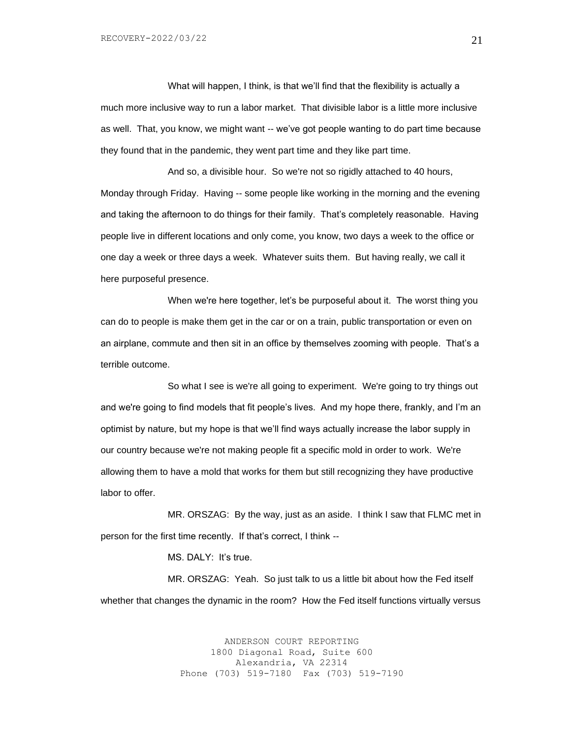What will happen, I think, is that we'll find that the flexibility is actually a much more inclusive way to run a labor market. That divisible labor is a little more inclusive as well. That, you know, we might want -- we've got people wanting to do part time because they found that in the pandemic, they went part time and they like part time.

And so, a divisible hour. So we're not so rigidly attached to 40 hours, Monday through Friday. Having -- some people like working in the morning and the evening and taking the afternoon to do things for their family. That's completely reasonable. Having people live in different locations and only come, you know, two days a week to the office or one day a week or three days a week. Whatever suits them. But having really, we call it here purposeful presence.

When we're here together, let's be purposeful about it. The worst thing you can do to people is make them get in the car or on a train, public transportation or even on an airplane, commute and then sit in an office by themselves zooming with people. That's a terrible outcome.

So what I see is we're all going to experiment. We're going to try things out and we're going to find models that fit people's lives. And my hope there, frankly, and I'm an optimist by nature, but my hope is that we'll find ways actually increase the labor supply in our country because we're not making people fit a specific mold in order to work. We're allowing them to have a mold that works for them but still recognizing they have productive labor to offer.

MR. ORSZAG: By the way, just as an aside. I think I saw that FLMC met in person for the first time recently. If that's correct, I think --

MS. DALY: It's true.

MR. ORSZAG: Yeah. So just talk to us a little bit about how the Fed itself whether that changes the dynamic in the room? How the Fed itself functions virtually versus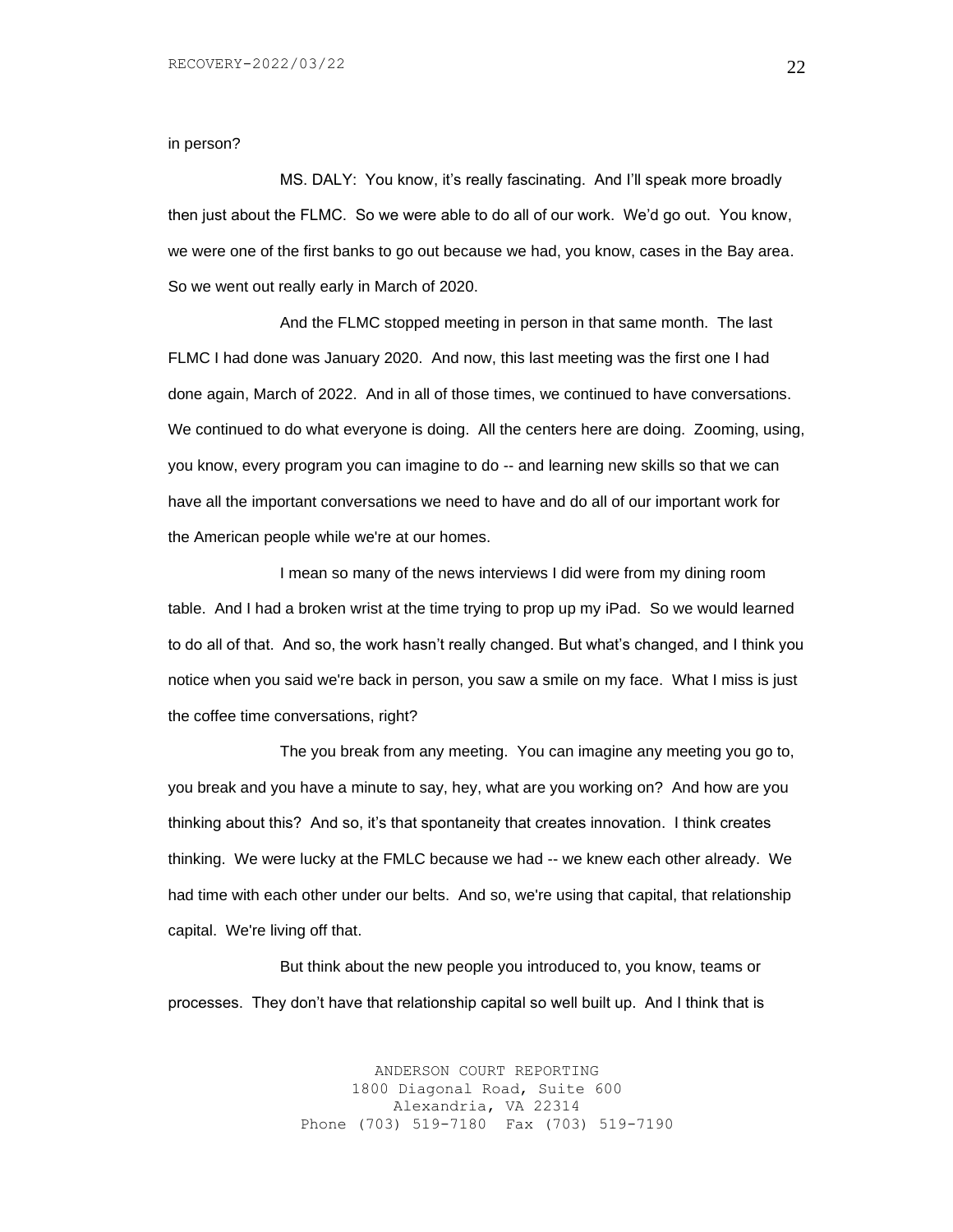in person?

MS. DALY: You know, it's really fascinating. And I'll speak more broadly then just about the FLMC. So we were able to do all of our work. We'd go out. You know, we were one of the first banks to go out because we had, you know, cases in the Bay area. So we went out really early in March of 2020.

And the FLMC stopped meeting in person in that same month. The last FLMC I had done was January 2020. And now, this last meeting was the first one I had done again, March of 2022. And in all of those times, we continued to have conversations. We continued to do what everyone is doing. All the centers here are doing. Zooming, using, you know, every program you can imagine to do -- and learning new skills so that we can have all the important conversations we need to have and do all of our important work for the American people while we're at our homes.

I mean so many of the news interviews I did were from my dining room table. And I had a broken wrist at the time trying to prop up my iPad. So we would learned to do all of that. And so, the work hasn't really changed. But what's changed, and I think you notice when you said we're back in person, you saw a smile on my face. What I miss is just the coffee time conversations, right?

The you break from any meeting. You can imagine any meeting you go to, you break and you have a minute to say, hey, what are you working on? And how are you thinking about this? And so, it's that spontaneity that creates innovation. I think creates thinking. We were lucky at the FMLC because we had -- we knew each other already. We had time with each other under our belts. And so, we're using that capital, that relationship capital. We're living off that.

But think about the new people you introduced to, you know, teams or processes. They don't have that relationship capital so well built up. And I think that is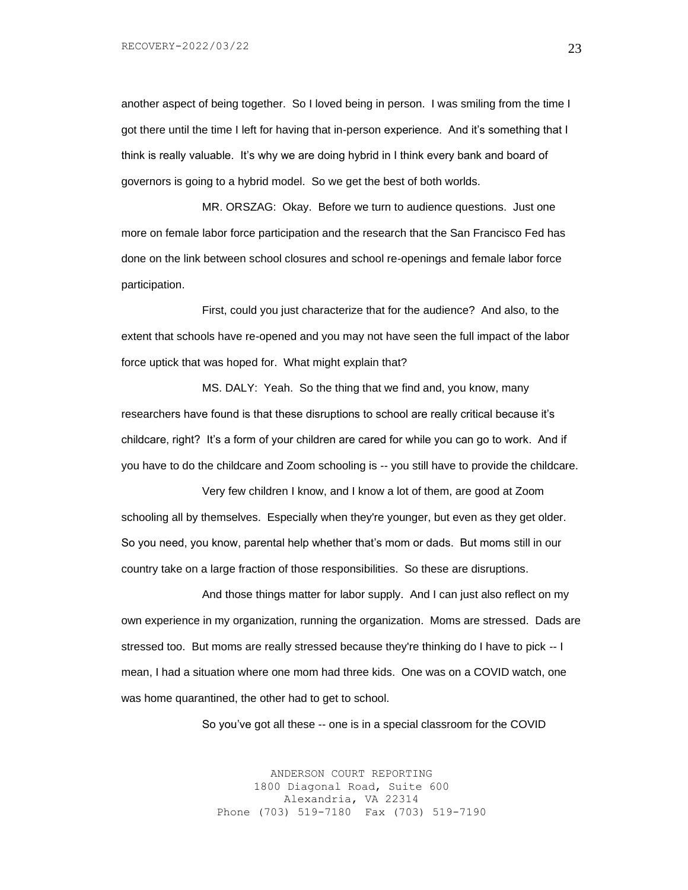another aspect of being together. So I loved being in person. I was smiling from the time I got there until the time I left for having that in-person experience. And it's something that I think is really valuable. It's why we are doing hybrid in I think every bank and board of governors is going to a hybrid model. So we get the best of both worlds.

MR. ORSZAG: Okay. Before we turn to audience questions. Just one more on female labor force participation and the research that the San Francisco Fed has done on the link between school closures and school re-openings and female labor force participation.

First, could you just characterize that for the audience? And also, to the extent that schools have re-opened and you may not have seen the full impact of the labor force uptick that was hoped for. What might explain that?

MS. DALY: Yeah. So the thing that we find and, you know, many researchers have found is that these disruptions to school are really critical because it's childcare, right? It's a form of your children are cared for while you can go to work. And if you have to do the childcare and Zoom schooling is -- you still have to provide the childcare.

Very few children I know, and I know a lot of them, are good at Zoom schooling all by themselves. Especially when they're younger, but even as they get older. So you need, you know, parental help whether that's mom or dads. But moms still in our country take on a large fraction of those responsibilities. So these are disruptions.

And those things matter for labor supply. And I can just also reflect on my own experience in my organization, running the organization. Moms are stressed. Dads are stressed too. But moms are really stressed because they're thinking do I have to pick -- I mean, I had a situation where one mom had three kids. One was on a COVID watch, one was home quarantined, the other had to get to school.

So you've got all these -- one is in a special classroom for the COVID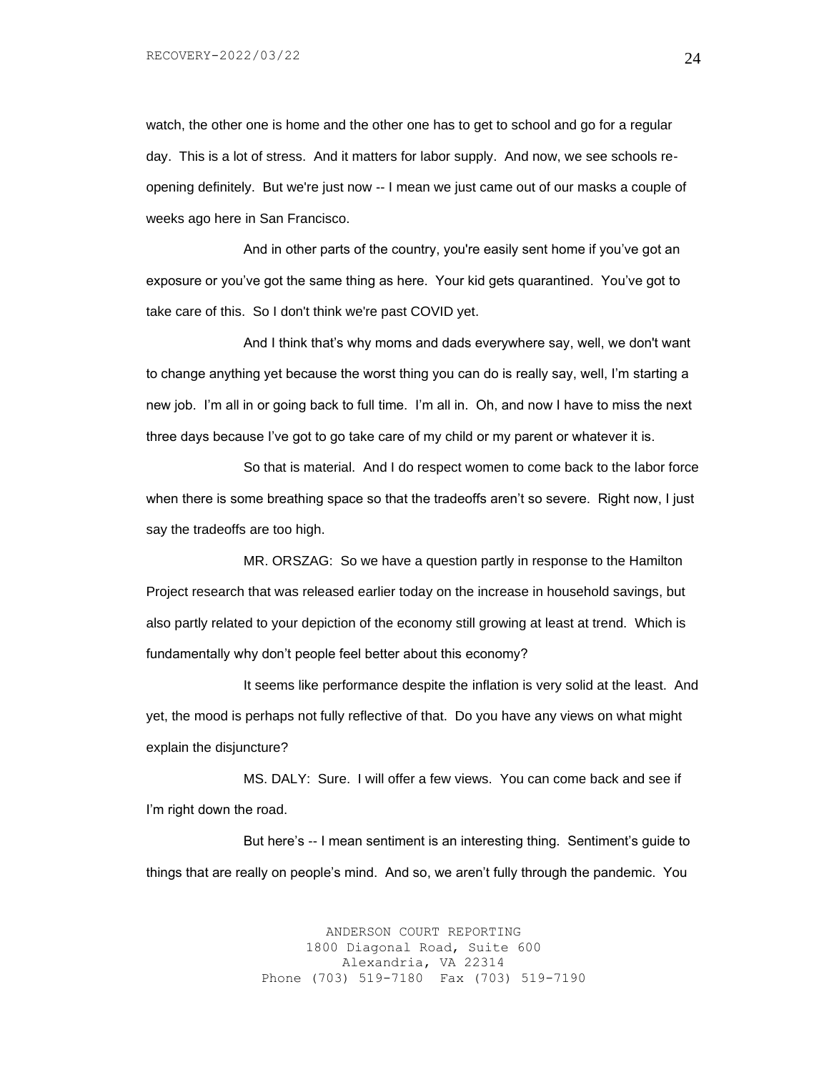watch, the other one is home and the other one has to get to school and go for a regular day. This is a lot of stress. And it matters for labor supply. And now, we see schools re-opening definitely. But we're just now -- I mean we just came out of our masks a couple of weeks ago here in San Francisco.

And in other parts of the country, you're easily sent home if you've got an exposure or you've got the same thing as here. Your kid gets quarantined. You've got to take care of this. So I don't think we're past COVID yet.

And I think that's why moms and dads everywhere say, well, we don't want to change anything yet because the worst thing you can do is really say, well, I'm starting a new job. I'm all in or going back to full time. I'm all in. Oh, and now I have to miss the next three days because I've got to go take care of my child or my parent or whatever it is.

So that is material. And I do respect women to come back to the labor force when there is some breathing space so that the tradeoffs aren't so severe. Right now, I just say the tradeoffs are too high.

MR. ORSZAG: So we have a question partly in response to the Hamilton Project research that was released earlier today on the increase in household savings, but also partly related to your depiction of the economy still growing at least at trend. Which is fundamentally why don't people feel better about this economy?

It seems like performance despite the inflation is very solid at the least. And yet, the mood is perhaps not fully reflective of that. Do you have any views on what might explain the disjuncture?

MS. DALY: Sure. I will offer a few views. You can come back and see if I'm right down the road.

But here's -- I mean sentiment is an interesting thing. Sentiment's guide to things that are really on people's mind. And so, we aren't fully through the pandemic. You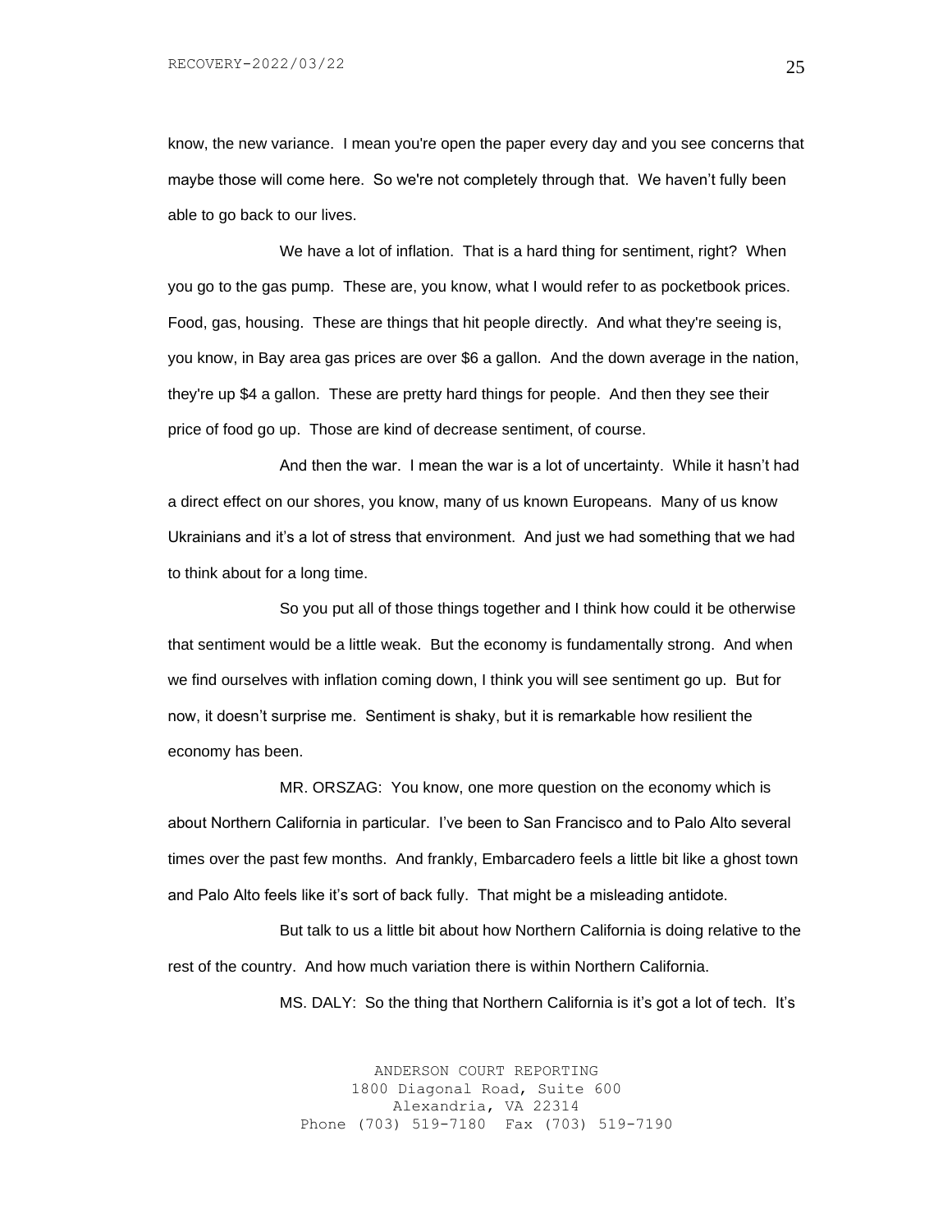know, the new variance. I mean you're open the paper every day and you see concerns that maybe those will come here. So we're not completely through that. We haven't fully been able to go back to our lives.

We have a lot of inflation. That is a hard thing for sentiment, right? When you go to the gas pump. These are, you know, what I would refer to as pocketbook prices. Food, gas, housing. These are things that hit people directly. And what they're seeing is, you know, in Bay area gas prices are over $6 a gallon. And the down average in the nation, they're up $4 a gallon. These are pretty hard things for people. And then they see their price of food go up. Those are kind of decrease sentiment, of course.

And then the war. I mean the war is a lot of uncertainty. While it hasn't had a direct effect on our shores, you know, many of us known Europeans. Many of us know Ukrainians and it's a lot of stress that environment. And just we had something that we had to think about for a long time.

So you put all of those things together and I think how could it be otherwise that sentiment would be a little weak. But the economy is fundamentally strong. And when we find ourselves with inflation coming down, I think you will see sentiment go up. But for now, it doesn't surprise me. Sentiment is shaky, but it is remarkable how resilient the economy has been.

MR. ORSZAG: You know, one more question on the economy which is about Northern California in particular. I've been to San Francisco and to Palo Alto several times over the past few months. And frankly, Embarcadero feels a little bit like a ghost town and Palo Alto feels like it's sort of back fully. That might be a misleading antidote.

But talk to us a little bit about how Northern California is doing relative to the rest of the country. And how much variation there is within Northern California.

MS. DALY: So the thing that Northern California is it's got a lot of tech. It's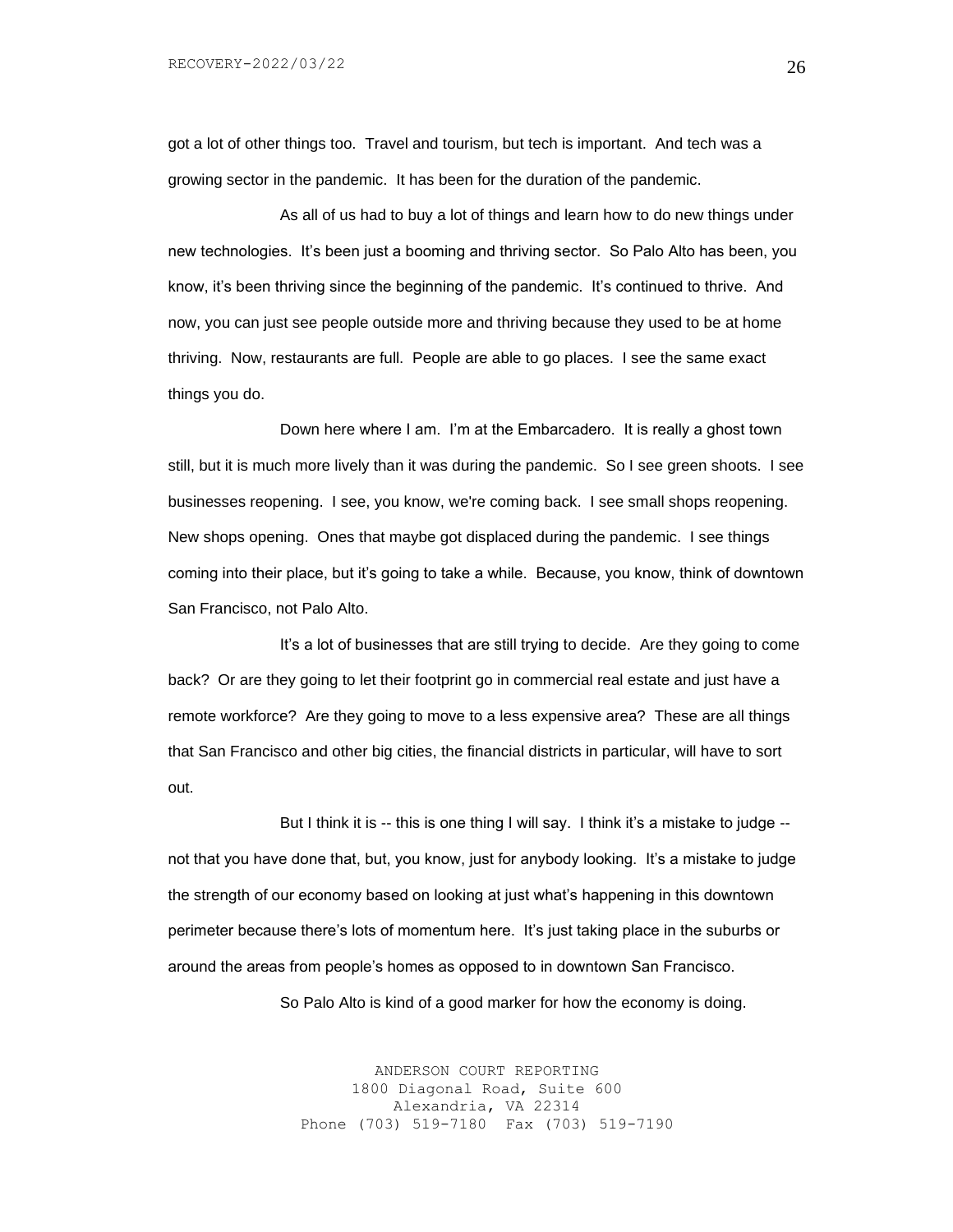got a lot of other things too. Travel and tourism, but tech is important. And tech was a growing sector in the pandemic. It has been for the duration of the pandemic.

As all of us had to buy a lot of things and learn how to do new things under new technologies. It's been just a booming and thriving sector. So Palo Alto has been, you know, it's been thriving since the beginning of the pandemic. It's continued to thrive. And now, you can just see people outside more and thriving because they used to be at home thriving. Now, restaurants are full. People are able to go places. I see the same exact things you do.

Down here where I am. I'm at the Embarcadero. It is really a ghost town still, but it is much more lively than it was during the pandemic. So I see green shoots. I see businesses reopening. I see, you know, we're coming back. I see small shops reopening. New shops opening. Ones that maybe got displaced during the pandemic. I see things coming into their place, but it's going to take a while. Because, you know, think of downtown San Francisco, not Palo Alto.

It's a lot of businesses that are still trying to decide. Are they going to come back? Or are they going to let their footprint go in commercial real estate and just have a remote workforce? Are they going to move to a less expensive area? These are all things that San Francisco and other big cities, the financial districts in particular, will have to sort out.

But I think it is -- this is one thing I will say. I think it's a mistake to judge -- not that you have done that, but, you know, just for anybody looking. It's a mistake to judge the strength of our economy based on looking at just what's happening in this downtown perimeter because there's lots of momentum here. It's just taking place in the suburbs or around the areas from people's homes as opposed to in downtown San Francisco.

So Palo Alto is kind of a good marker for how the economy is doing.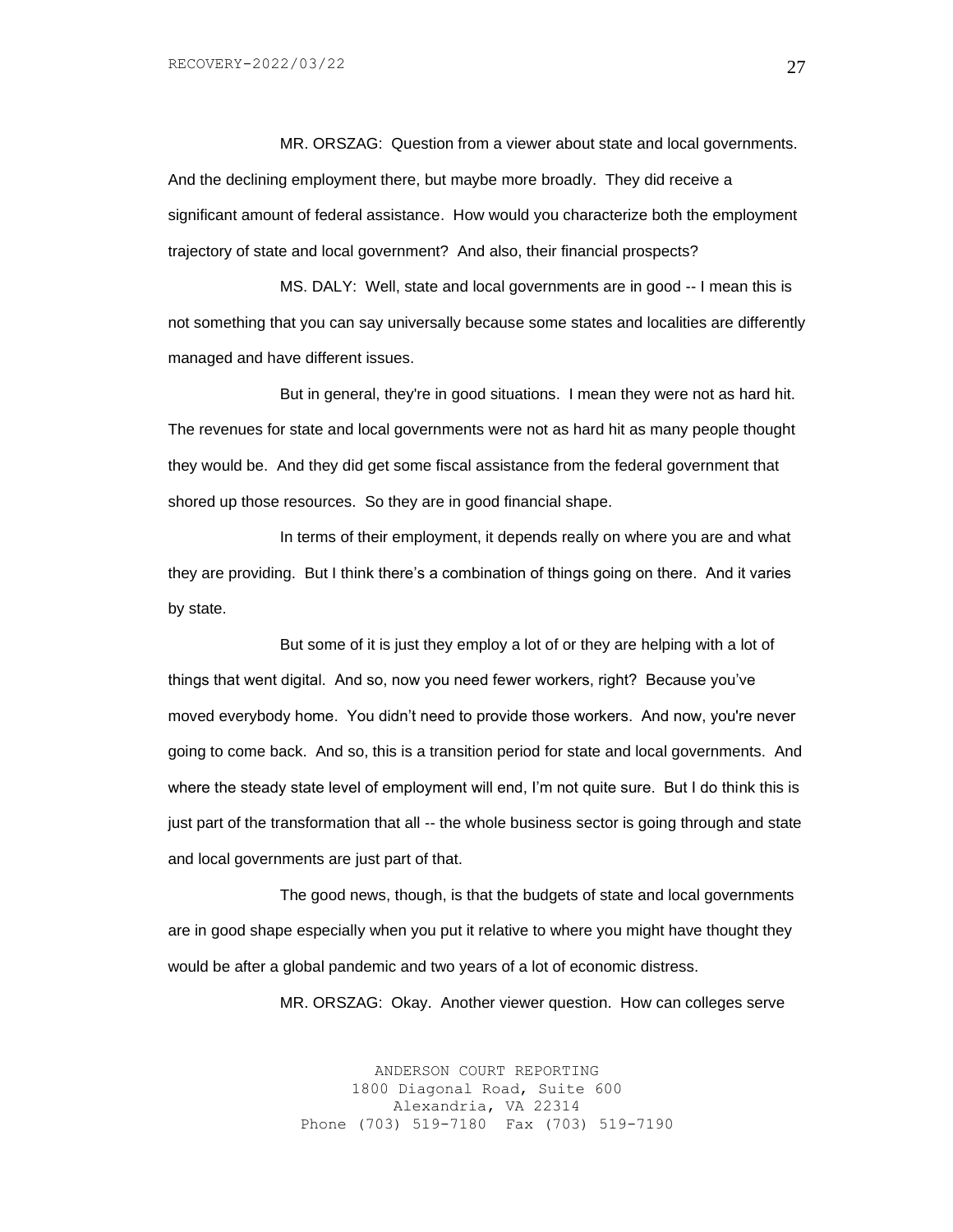MR. ORSZAG: Question from a viewer about state and local governments. And the declining employment there, but maybe more broadly. They did receive a significant amount of federal assistance. How would you characterize both the employment trajectory of state and local government? And also, their financial prospects?

MS. DALY: Well, state and local governments are in good -- I mean this is not something that you can say universally because some states and localities are differently managed and have different issues.

But in general, they're in good situations. I mean they were not as hard hit. The revenues for state and local governments were not as hard hit as many people thought they would be. And they did get some fiscal assistance from the federal government that shored up those resources. So they are in good financial shape.

In terms of their employment, it depends really on where you are and what they are providing. But I think there's a combination of things going on there. And it varies by state.

But some of it is just they employ a lot of or they are helping with a lot of things that went digital. And so, now you need fewer workers, right? Because you've moved everybody home. You didn't need to provide those workers. And now, you're never going to come back. And so, this is a transition period for state and local governments. And where the steady state level of employment will end, I'm not quite sure. But I do think this is just part of the transformation that all -- the whole business sector is going through and state and local governments are just part of that.

The good news, though, is that the budgets of state and local governments are in good shape especially when you put it relative to where you might have thought they would be after a global pandemic and two years of a lot of economic distress.

MR. ORSZAG: Okay. Another viewer question. How can colleges serve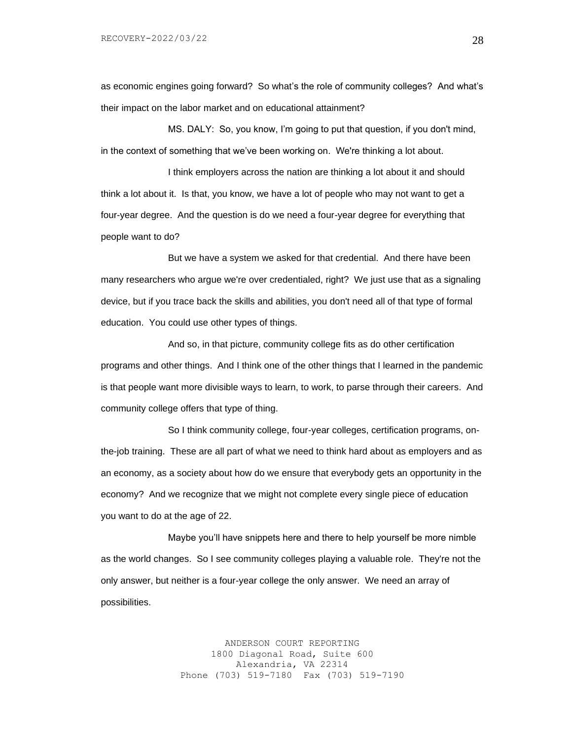as economic engines going forward? So what's the role of community colleges? And what's their impact on the labor market and on educational attainment?

MS. DALY: So, you know, I'm going to put that question, if you don't mind, in the context of something that we've been working on. We're thinking a lot about.

I think employers across the nation are thinking a lot about it and should think a lot about it. Is that, you know, we have a lot of people who may not want to get a four-year degree. And the question is do we need a four-year degree for everything that people want to do?

But we have a system we asked for that credential. And there have been many researchers who argue we're over credentialed, right? We just use that as a signaling device, but if you trace back the skills and abilities, you don't need all of that type of formal education. You could use other types of things.

And so, in that picture, community college fits as do other certification programs and other things. And I think one of the other things that I learned in the pandemic is that people want more divisible ways to learn, to work, to parse through their careers. And community college offers that type of thing.

So I think community college, four-year colleges, certification programs, on-the-job training. These are all part of what we need to think hard about as employers and as an economy, as a society about how do we ensure that everybody gets an opportunity in the economy? And we recognize that we might not complete every single piece of education you want to do at the age of 22.

Maybe you'll have snippets here and there to help yourself be more nimble as the world changes. So I see community colleges playing a valuable role. They're not the only answer, but neither is a four-year college the only answer. We need an array of possibilities.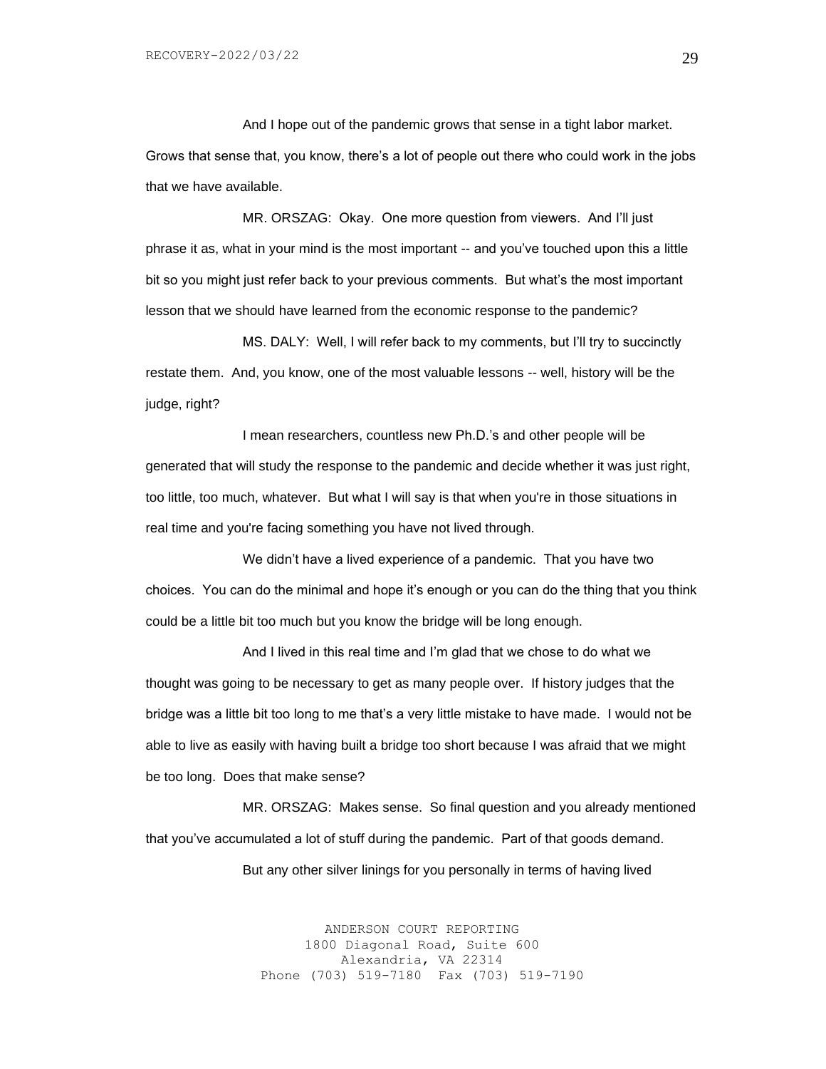And I hope out of the pandemic grows that sense in a tight labor market. Grows that sense that, you know, there's a lot of people out there who could work in the jobs that we have available.

MR. ORSZAG: Okay. One more question from viewers. And I'll just phrase it as, what in your mind is the most important -- and you've touched upon this a little bit so you might just refer back to your previous comments. But what's the most important lesson that we should have learned from the economic response to the pandemic?

MS. DALY: Well, I will refer back to my comments, but I'll try to succinctly restate them. And, you know, one of the most valuable lessons -- well, history will be the judge, right?

I mean researchers, countless new Ph.D.'s and other people will be generated that will study the response to the pandemic and decide whether it was just right, too little, too much, whatever. But what I will say is that when you're in those situations in real time and you're facing something you have not lived through.

We didn't have a lived experience of a pandemic. That you have two choices. You can do the minimal and hope it's enough or you can do the thing that you think could be a little bit too much but you know the bridge will be long enough.

And I lived in this real time and I'm glad that we chose to do what we thought was going to be necessary to get as many people over. If history judges that the bridge was a little bit too long to me that's a very little mistake to have made. I would not be able to live as easily with having built a bridge too short because I was afraid that we might be too long. Does that make sense?

MR. ORSZAG: Makes sense. So final question and you already mentioned that you've accumulated a lot of stuff during the pandemic. Part of that goods demand.

But any other silver linings for you personally in terms of having lived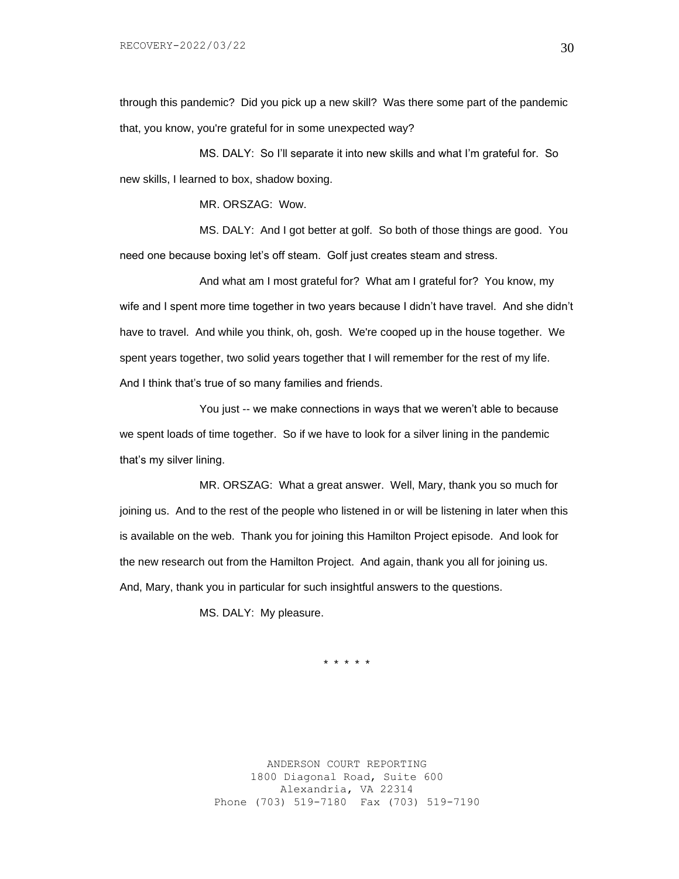through this pandemic? Did you pick up a new skill? Was there some part of the pandemic that, you know, you're grateful for in some unexpected way?

MS. DALY: So I'll separate it into new skills and what I'm grateful for. So new skills, I learned to box, shadow boxing.

MR. ORSZAG: Wow.

MS. DALY: And I got better at golf. So both of those things are good. You need one because boxing let's off steam. Golf just creates steam and stress.

And what am I most grateful for? What am I grateful for? You know, my wife and I spent more time together in two years because I didn't have travel. And she didn't have to travel. And while you think, oh, gosh. We're cooped up in the house together. We spent years together, two solid years together that I will remember for the rest of my life. And I think that's true of so many families and friends.

You just -- we make connections in ways that we weren't able to because we spent loads of time together. So if we have to look for a silver lining in the pandemic that's my silver lining.

MR. ORSZAG: What a great answer. Well, Mary, thank you so much for joining us. And to the rest of the people who listened in or will be listening in later when this is available on the web. Thank you for joining this Hamilton Project episode. And look for the new research out from the Hamilton Project. And again, thank you all for joining us. And, Mary, thank you in particular for such insightful answers to the questions.

MS. DALY: My pleasure.

\* \* \* \* \*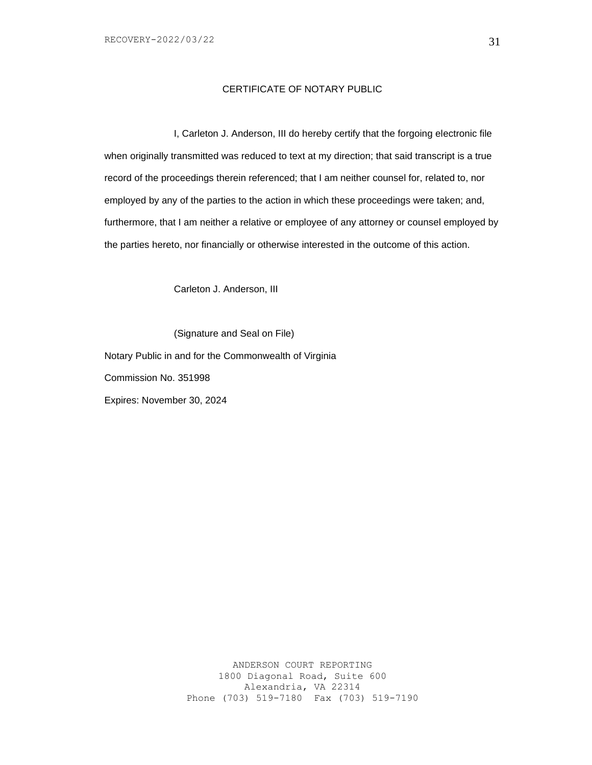# CERTIFICATE OF NOTARY PUBLIC

I, Carleton J. Anderson, III do hereby certify that the forgoing electronic file when originally transmitted was reduced to text at my direction; that said transcript is a true record of the proceedings therein referenced; that I am neither counsel for, related to, nor employed by any of the parties to the action in which these proceedings were taken; and, furthermore, that I am neither a relative or employee of any attorney or counsel employed by the parties hereto, nor financially or otherwise interested in the outcome of this action.

Carleton J. Anderson, III

(Signature and Seal on File)

Notary Public in and for the Commonwealth of Virginia

Commission No. 351998

Expires: November 30, 2024